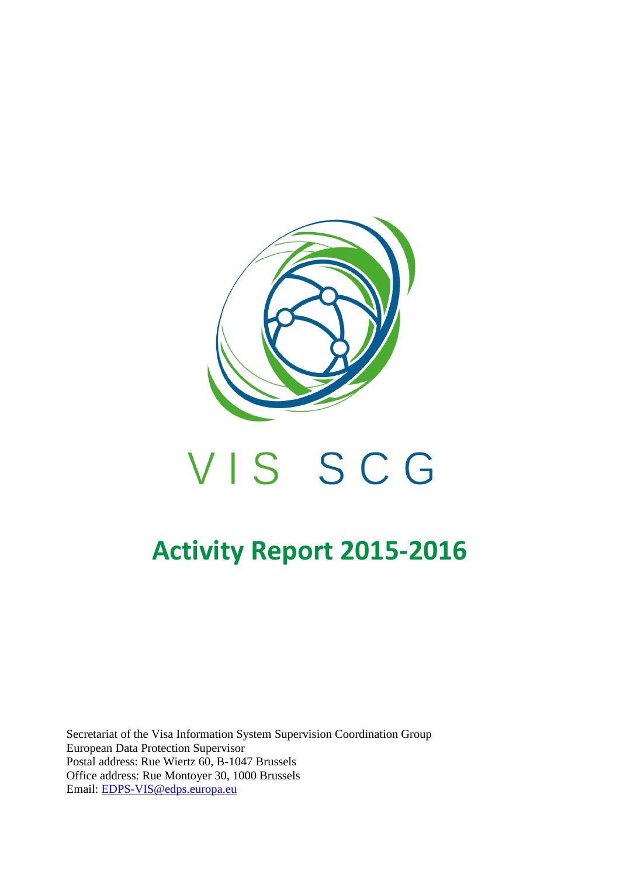VIS SCG

# Activity Report 2015-2016

Secretariat of the Visa Information System Supervision Coordination Group
European Data Protection Supervisor
Postal address: Rue Wiertz 60, B-1047 Brussels
Office address: Rue Montoyer 30, 1000 Brussels
Email: EDPS-VIS@edps.europa.eu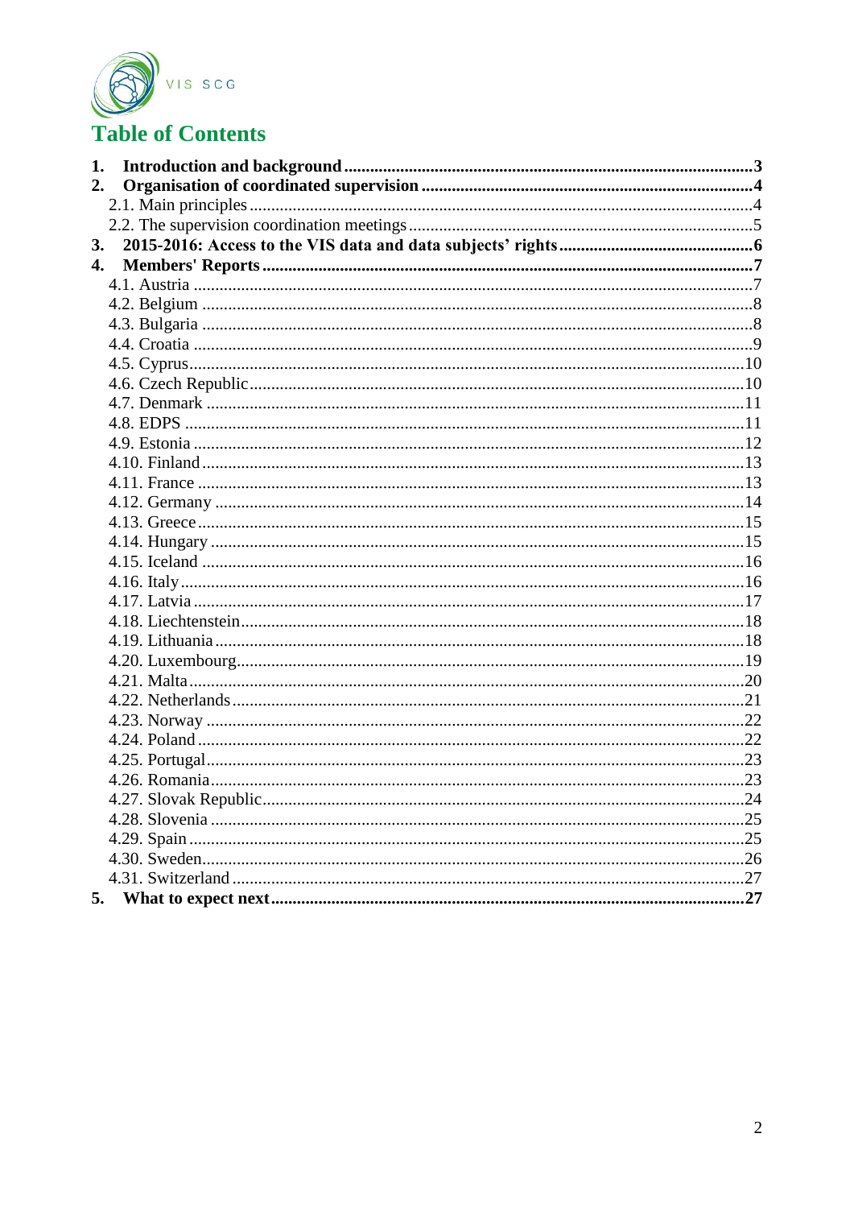VIS SCG

# Table of Contents

1. **Introduction and background** ..... 3
2. **Organisation of coordinated supervision** ..... 4
   - 2.1. Main principles ..... 4
   - 2.2. The supervision coordination meetings ..... 5
3. **2015-2016: Access to the VIS data and data subjects' rights** ..... 6
4. **Members' Reports** ..... 7
   - 4.1. Austria ..... 7
   - 4.2. Belgium ..... 8
   - 4.3. Bulgaria ..... 8
   - 4.4. Croatia ..... 9
   - 4.5. Cyprus ..... 10
   - 4.6. Czech Republic ..... 10
   - 4.7. Denmark ..... 11
   - 4.8. EDPS ..... 11
   - 4.9. Estonia ..... 12
   - 4.10. Finland ..... 13
   - 4.11. France ..... 13
   - 4.12. Germany ..... 14
   - 4.13. Greece ..... 15
   - 4.14. Hungary ..... 15
   - 4.15. Iceland ..... 16
   - 4.16. Italy ..... 16
   - 4.17. Latvia ..... 17
   - 4.18. Liechtenstein ..... 18
   - 4.19. Lithuania ..... 18
   - 4.20. Luxembourg ..... 19
   - 4.21. Malta ..... 20
   - 4.22. Netherlands ..... 21
   - 4.23. Norway ..... 22
   - 4.24. Poland ..... 22
   - 4.25. Portugal ..... 23
   - 4.26. Romania ..... 23
   - 4.27. Slovak Republic ..... 24
   - 4.28. Slovenia ..... 25
   - 4.29. Spain ..... 25
   - 4.30. Sweden ..... 26
   - 4.31. Switzerland ..... 27
5. **What to expect next** ..... 27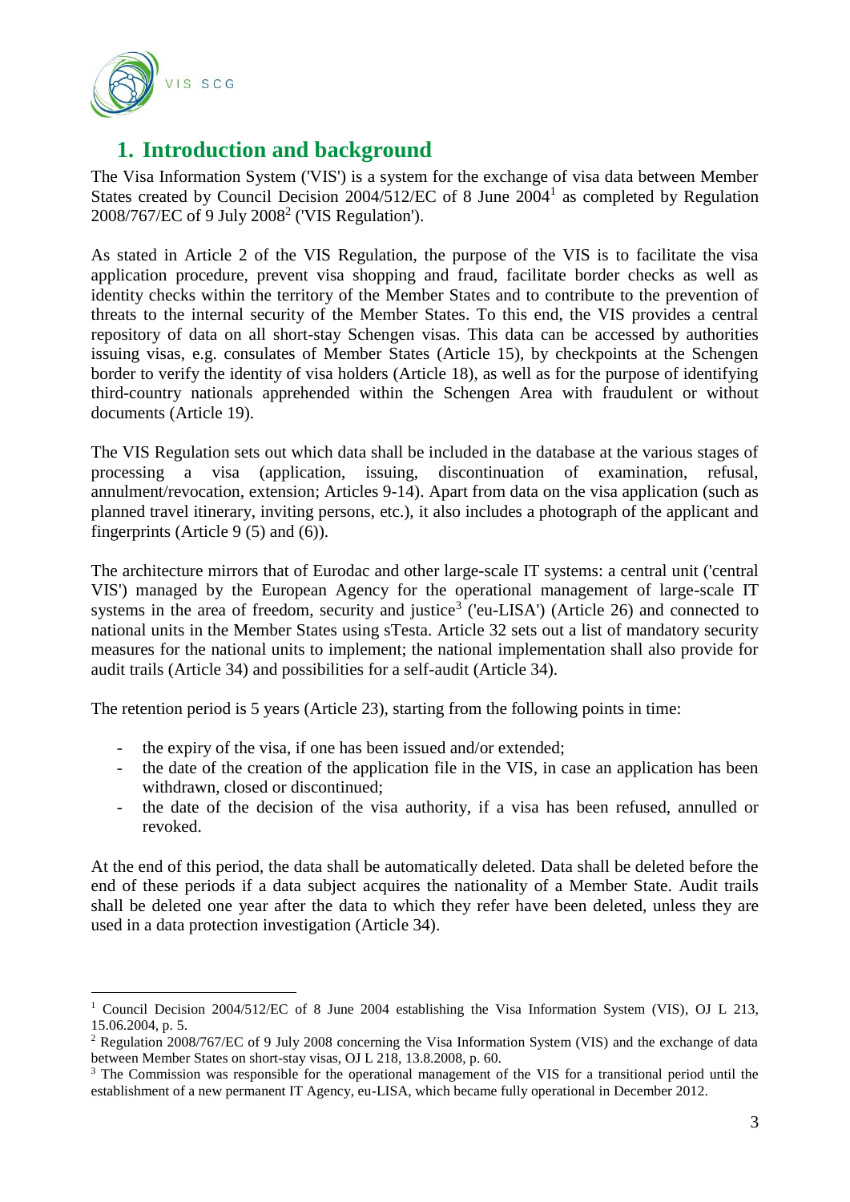# 1. Introduction and background

The Visa Information System ('VIS') is a system for the exchange of visa data between Member States created by Council Decision 2004/512/EC of 8 June 2004[1] as completed by Regulation 2008/767/EC of 9 July 2008[2] ('VIS Regulation').

As stated in Article 2 of the VIS Regulation, the purpose of the VIS is to facilitate the visa application procedure, prevent visa shopping and fraud, facilitate border checks as well as identity checks within the territory of the Member States and to contribute to the prevention of threats to the internal security of the Member States. To this end, the VIS provides a central repository of data on all short-stay Schengen visas. This data can be accessed by authorities issuing visas, e.g. consulates of Member States (Article 15), by checkpoints at the Schengen border to verify the identity of visa holders (Article 18), as well as for the purpose of identifying third-country nationals apprehended within the Schengen Area with fraudulent or without documents (Article 19).

The VIS Regulation sets out which data shall be included in the database at the various stages of processing a visa (application, issuing, discontinuation of examination, refusal, annulment/revocation, extension; Articles 9-14). Apart from data on the visa application (such as planned travel itinerary, inviting persons, etc.), it also includes a photograph of the applicant and fingerprints (Article 9 (5) and (6)).

The architecture mirrors that of Eurodac and other large-scale IT systems: a central unit ('central VIS') managed by the European Agency for the operational management of large-scale IT systems in the area of freedom, security and justice[3] ('eu-LISA') (Article 26) and connected to national units in the Member States using sTesta. Article 32 sets out a list of mandatory security measures for the national units to implement; the national implementation shall also provide for audit trails (Article 34) and possibilities for a self-audit (Article 34).

The retention period is 5 years (Article 23), starting from the following points in time:

- the expiry of the visa, if one has been issued and/or extended;
- the date of the creation of the application file in the VIS, in case an application has been withdrawn, closed or discontinued;
- the date of the decision of the visa authority, if a visa has been refused, annulled or revoked.

At the end of this period, the data shall be automatically deleted. Data shall be deleted before the end of these periods if a data subject acquires the nationality of a Member State. Audit trails shall be deleted one year after the data to which they refer have been deleted, unless they are used in a data protection investigation (Article 34).

---

[1] Council Decision 2004/512/EC of 8 June 2004 establishing the Visa Information System (VIS), OJ L 213, 15.06.2004, p. 5.

[2] Regulation 2008/767/EC of 9 July 2008 concerning the Visa Information System (VIS) and the exchange of data between Member States on short-stay visas, OJ L 218, 13.8.2008, p. 60.

[3] The Commission was responsible for the operational management of the VIS for a transitional period until the establishment of a new permanent IT Agency, eu-LISA, which became fully operational in December 2012.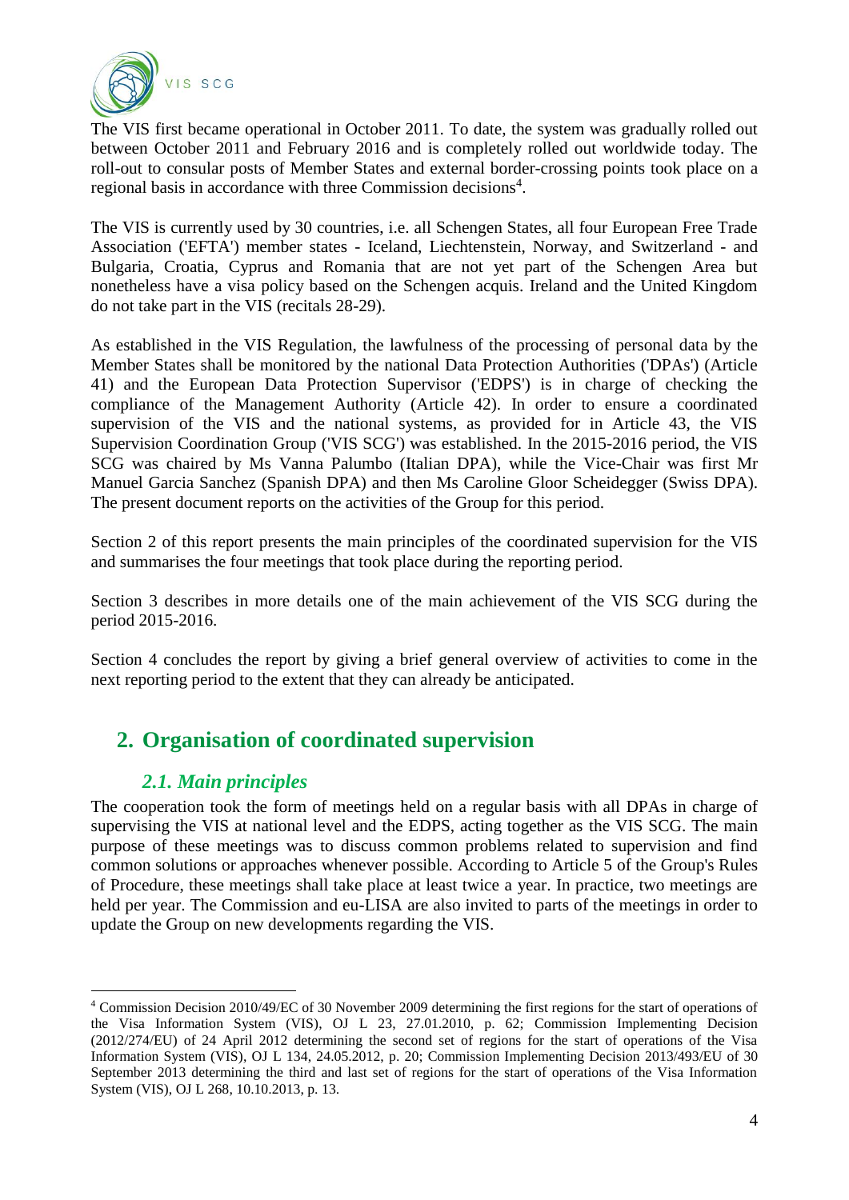The VIS first became operational in October 2011. To date, the system was gradually rolled out between October 2011 and February 2016 and is completely rolled out worldwide today. The roll-out to consular posts of Member States and external border-crossing points took place on a regional basis in accordance with three Commission decisions[4].

The VIS is currently used by 30 countries, i.e. all Schengen States, all four European Free Trade Association ('EFTA') member states - Iceland, Liechtenstein, Norway, and Switzerland - and Bulgaria, Croatia, Cyprus and Romania that are not yet part of the Schengen Area but nonetheless have a visa policy based on the Schengen acquis. Ireland and the United Kingdom do not take part in the VIS (recitals 28-29).

As established in the VIS Regulation, the lawfulness of the processing of personal data by the Member States shall be monitored by the national Data Protection Authorities ('DPAs') (Article 41) and the European Data Protection Supervisor ('EDPS') is in charge of checking the compliance of the Management Authority (Article 42). In order to ensure a coordinated supervision of the VIS and the national systems, as provided for in Article 43, the VIS Supervision Coordination Group ('VIS SCG') was established. In the 2015-2016 period, the VIS SCG was chaired by Ms Vanna Palumbo (Italian DPA), while the Vice-Chair was first Mr Manuel Garcia Sanchez (Spanish DPA) and then Ms Caroline Gloor Scheidegger (Swiss DPA). The present document reports on the activities of the Group for this period.

Section 2 of this report presents the main principles of the coordinated supervision for the VIS and summarises the four meetings that took place during the reporting period.

Section 3 describes in more details one of the main achievement of the VIS SCG during the period 2015-2016.

Section 4 concludes the report by giving a brief general overview of activities to come in the next reporting period to the extent that they can already be anticipated.

## 2. Organisation of coordinated supervision

### *2.1. Main principles*

The cooperation took the form of meetings held on a regular basis with all DPAs in charge of supervising the VIS at national level and the EDPS, acting together as the VIS SCG. The main purpose of these meetings was to discuss common problems related to supervision and find common solutions or approaches whenever possible. According to Article 5 of the Group's Rules of Procedure, these meetings shall take place at least twice a year. In practice, two meetings are held per year. The Commission and eu-LISA are also invited to parts of the meetings in order to update the Group on new developments regarding the VIS.

---

[4] Commission Decision 2010/49/EC of 30 November 2009 determining the first regions for the start of operations of the Visa Information System (VIS), OJ L 23, 27.01.2010, p. 62; Commission Implementing Decision (2012/274/EU) of 24 April 2012 determining the second set of regions for the start of operations of the Visa Information System (VIS), OJ L 134, 24.05.2012, p. 20; Commission Implementing Decision 2013/493/EU of 30 September 2013 determining the third and last set of regions for the start of operations of the Visa Information System (VIS), OJ L 268, 10.10.2013, p. 13.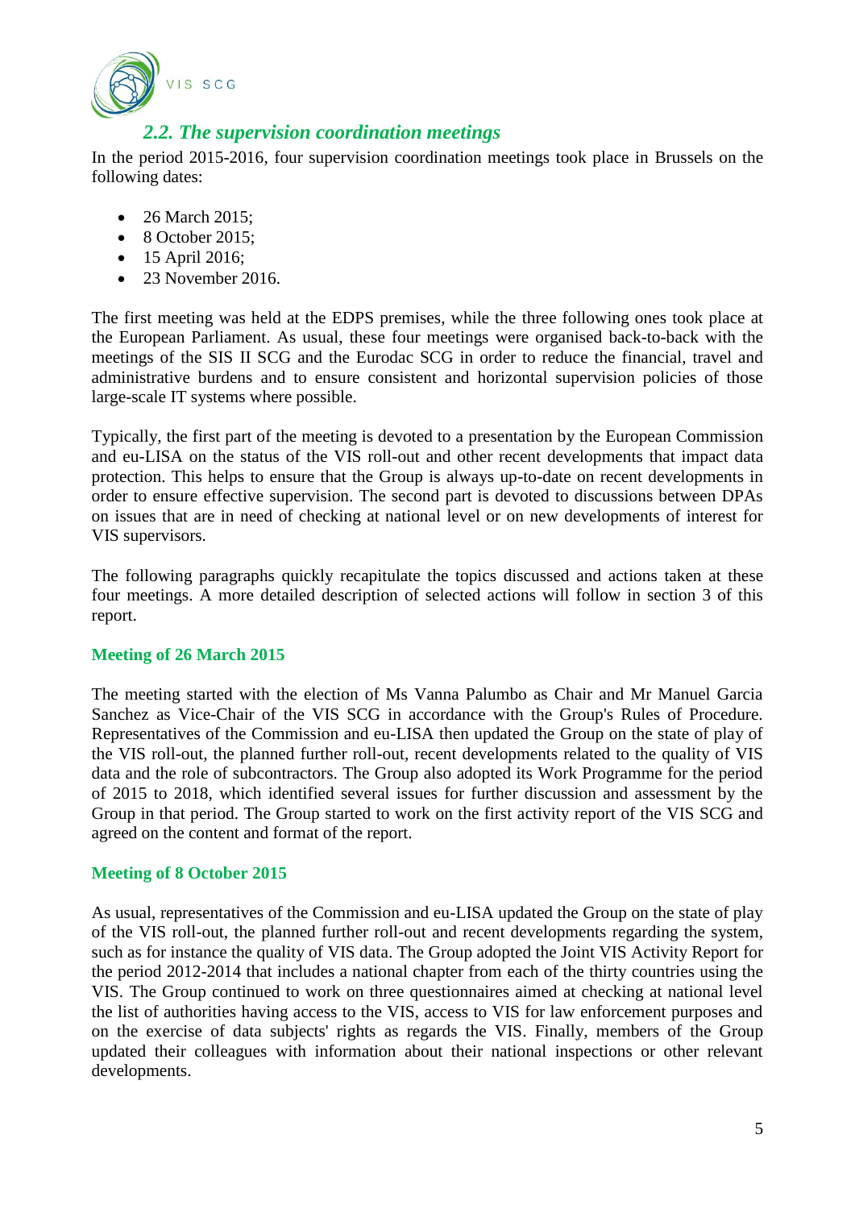## 2.2. The supervision coordination meetings

In the period 2015-2016, four supervision coordination meetings took place in Brussels on the following dates:

- 26 March 2015;
- 8 October 2015;
- 15 April 2016;
- 23 November 2016.

The first meeting was held at the EDPS premises, while the three following ones took place at the European Parliament. As usual, these four meetings were organised back-to-back with the meetings of the SIS II SCG and the Eurodac SCG in order to reduce the financial, travel and administrative burdens and to ensure consistent and horizontal supervision policies of those large-scale IT systems where possible.

Typically, the first part of the meeting is devoted to a presentation by the European Commission and eu-LISA on the status of the VIS roll-out and other recent developments that impact data protection. This helps to ensure that the Group is always up-to-date on recent developments in order to ensure effective supervision. The second part is devoted to discussions between DPAs on issues that are in need of checking at national level or on new developments of interest for VIS supervisors.

The following paragraphs quickly recapitulate the topics discussed and actions taken at these four meetings. A more detailed description of selected actions will follow in section 3 of this report.

### Meeting of 26 March 2015

The meeting started with the election of Ms Vanna Palumbo as Chair and Mr Manuel Garcia Sanchez as Vice-Chair of the VIS SCG in accordance with the Group's Rules of Procedure. Representatives of the Commission and eu-LISA then updated the Group on the state of play of the VIS roll-out, the planned further roll-out, recent developments related to the quality of VIS data and the role of subcontractors. The Group also adopted its Work Programme for the period of 2015 to 2018, which identified several issues for further discussion and assessment by the Group in that period. The Group started to work on the first activity report of the VIS SCG and agreed on the content and format of the report.

### Meeting of 8 October 2015

As usual, representatives of the Commission and eu-LISA updated the Group on the state of play of the VIS roll-out, the planned further roll-out and recent developments regarding the system, such as for instance the quality of VIS data. The Group adopted the Joint VIS Activity Report for the period 2012-2014 that includes a national chapter from each of the thirty countries using the VIS. The Group continued to work on three questionnaires aimed at checking at national level the list of authorities having access to the VIS, access to VIS for law enforcement purposes and on the exercise of data subjects' rights as regards the VIS. Finally, members of the Group updated their colleagues with information about their national inspections or other relevant developments.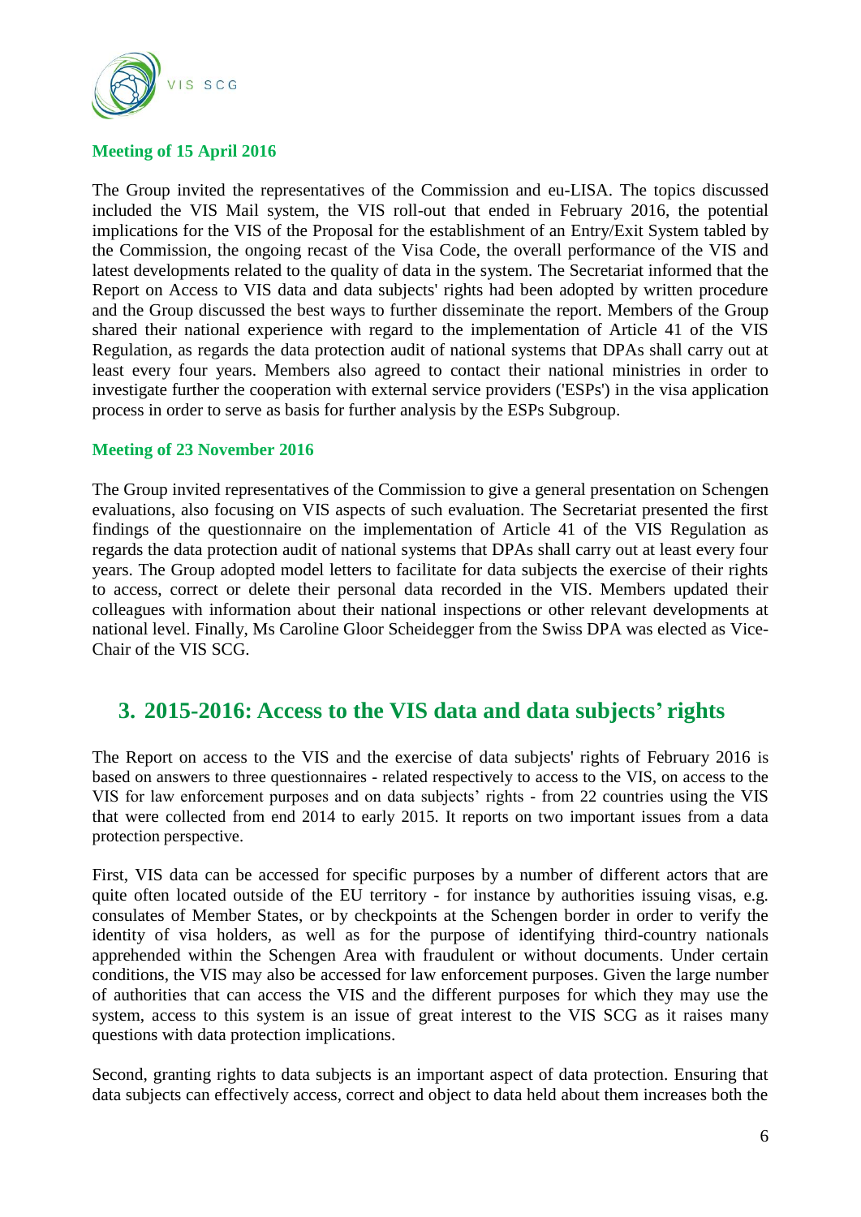**Meeting of 15 April 2016**

The Group invited the representatives of the Commission and eu-LISA. The topics discussed included the VIS Mail system, the VIS roll-out that ended in February 2016, the potential implications for the VIS of the Proposal for the establishment of an Entry/Exit System tabled by the Commission, the ongoing recast of the Visa Code, the overall performance of the VIS and latest developments related to the quality of data in the system. The Secretariat informed that the Report on Access to VIS data and data subjects' rights had been adopted by written procedure and the Group discussed the best ways to further disseminate the report. Members of the Group shared their national experience with regard to the implementation of Article 41 of the VIS Regulation, as regards the data protection audit of national systems that DPAs shall carry out at least every four years. Members also agreed to contact their national ministries in order to investigate further the cooperation with external service providers ('ESPs') in the visa application process in order to serve as basis for further analysis by the ESPs Subgroup.

**Meeting of 23 November 2016**

The Group invited representatives of the Commission to give a general presentation on Schengen evaluations, also focusing on VIS aspects of such evaluation. The Secretariat presented the first findings of the questionnaire on the implementation of Article 41 of the VIS Regulation as regards the data protection audit of national systems that DPAs shall carry out at least every four years. The Group adopted model letters to facilitate for data subjects the exercise of their rights to access, correct or delete their personal data recorded in the VIS. Members updated their colleagues with information about their national inspections or other relevant developments at national level. Finally, Ms Caroline Gloor Scheidegger from the Swiss DPA was elected as Vice-Chair of the VIS SCG.

## 3. 2015-2016: Access to the VIS data and data subjects' rights

The Report on access to the VIS and the exercise of data subjects' rights of February 2016 is based on answers to three questionnaires - related respectively to access to the VIS, on access to the VIS for law enforcement purposes and on data subjects' rights - from 22 countries using the VIS that were collected from end 2014 to early 2015. It reports on two important issues from a data protection perspective.

First, VIS data can be accessed for specific purposes by a number of different actors that are quite often located outside of the EU territory - for instance by authorities issuing visas, e.g. consulates of Member States, or by checkpoints at the Schengen border in order to verify the identity of visa holders, as well as for the purpose of identifying third-country nationals apprehended within the Schengen Area with fraudulent or without documents. Under certain conditions, the VIS may also be accessed for law enforcement purposes. Given the large number of authorities that can access the VIS and the different purposes for which they may use the system, access to this system is an issue of great interest to the VIS SCG as it raises many questions with data protection implications.

Second, granting rights to data subjects is an important aspect of data protection. Ensuring that data subjects can effectively access, correct and object to data held about them increases both the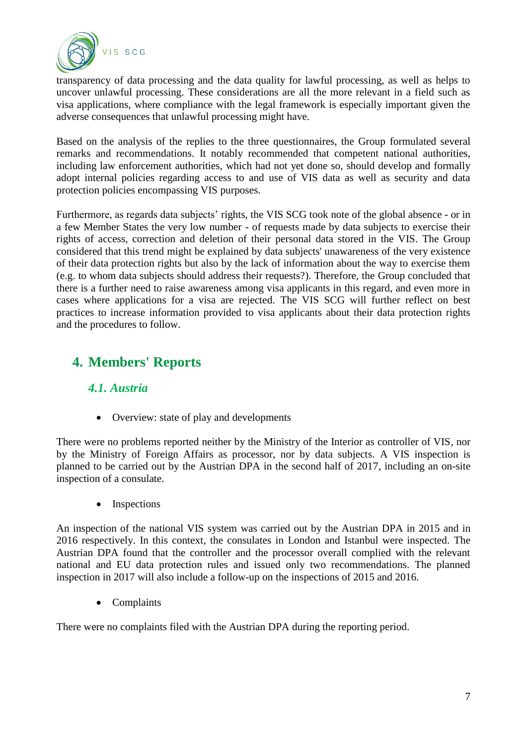transparency of data processing and the data quality for lawful processing, as well as helps to uncover unlawful processing. These considerations are all the more relevant in a field such as visa applications, where compliance with the legal framework is especially important given the adverse consequences that unlawful processing might have.

Based on the analysis of the replies to the three questionnaires, the Group formulated several remarks and recommendations. It notably recommended that competent national authorities, including law enforcement authorities, which had not yet done so, should develop and formally adopt internal policies regarding access to and use of VIS data as well as security and data protection policies encompassing VIS purposes.

Furthermore, as regards data subjects' rights, the VIS SCG took note of the global absence - or in a few Member States the very low number - of requests made by data subjects to exercise their rights of access, correction and deletion of their personal data stored in the VIS. The Group considered that this trend might be explained by data subjects' unawareness of the very existence of their data protection rights but also by the lack of information about the way to exercise them (e.g. to whom data subjects should address their requests?). Therefore, the Group concluded that there is a further need to raise awareness among visa applicants in this regard, and even more in cases where applications for a visa are rejected. The VIS SCG will further reflect on best practices to increase information provided to visa applicants about their data protection rights and the procedures to follow.

## 4. Members' Reports

### *4.1. Austria*

- Overview: state of play and developments

There were no problems reported neither by the Ministry of the Interior as controller of VIS, nor by the Ministry of Foreign Affairs as processor, nor by data subjects. A VIS inspection is planned to be carried out by the Austrian DPA in the second half of 2017, including an on-site inspection of a consulate.

- Inspections

An inspection of the national VIS system was carried out by the Austrian DPA in 2015 and in 2016 respectively. In this context, the consulates in London and Istanbul were inspected. The Austrian DPA found that the controller and the processor overall complied with the relevant national and EU data protection rules and issued only two recommendations. The planned inspection in 2017 will also include a follow-up on the inspections of 2015 and 2016.

- Complaints

There were no complaints filed with the Austrian DPA during the reporting period.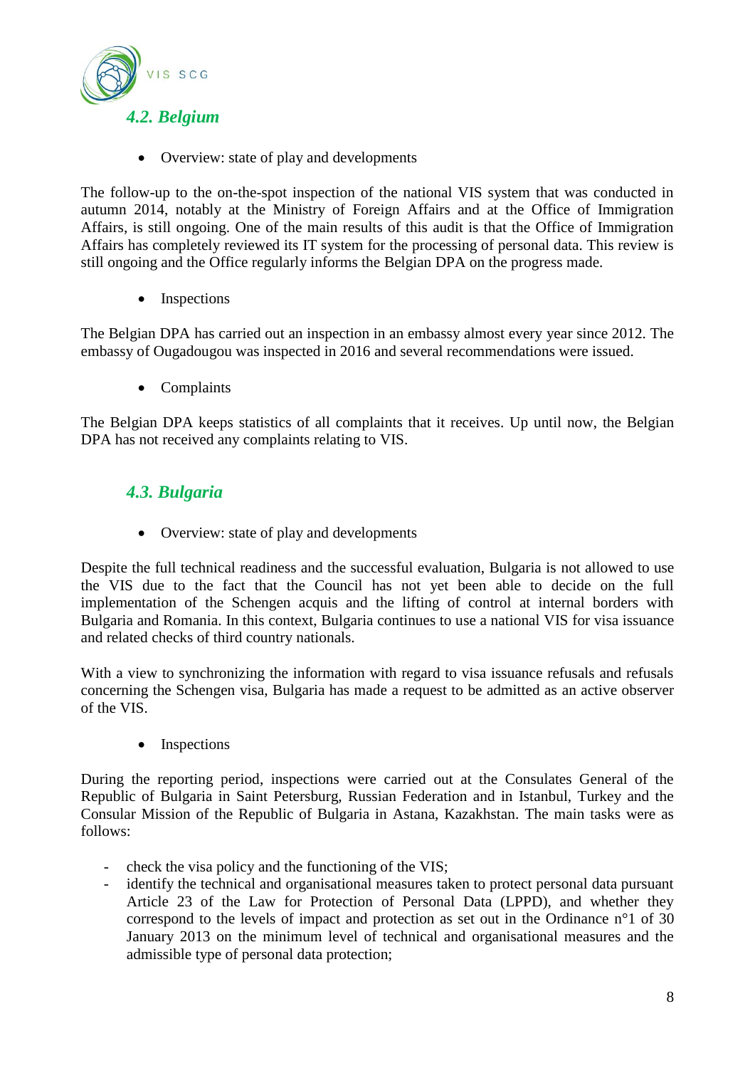### *4.2. Belgium*

- Overview: state of play and developments

The follow-up to the on-the-spot inspection of the national VIS system that was conducted in autumn 2014, notably at the Ministry of Foreign Affairs and at the Office of Immigration Affairs, is still ongoing. One of the main results of this audit is that the Office of Immigration Affairs has completely reviewed its IT system for the processing of personal data. This review is still ongoing and the Office regularly informs the Belgian DPA on the progress made.

- Inspections

The Belgian DPA has carried out an inspection in an embassy almost every year since 2012. The embassy of Ougadougou was inspected in 2016 and several recommendations were issued.

- Complaints

The Belgian DPA keeps statistics of all complaints that it receives. Up until now, the Belgian DPA has not received any complaints relating to VIS.

### *4.3. Bulgaria*

- Overview: state of play and developments

Despite the full technical readiness and the successful evaluation, Bulgaria is not allowed to use the VIS due to the fact that the Council has not yet been able to decide on the full implementation of the Schengen acquis and the lifting of control at internal borders with Bulgaria and Romania. In this context, Bulgaria continues to use a national VIS for visa issuance and related checks of third country nationals.

With a view to synchronizing the information with regard to visa issuance refusals and refusals concerning the Schengen visa, Bulgaria has made a request to be admitted as an active observer of the VIS.

- Inspections

During the reporting period, inspections were carried out at the Consulates General of the Republic of Bulgaria in Saint Petersburg, Russian Federation and in Istanbul, Turkey and the Consular Mission of the Republic of Bulgaria in Astana, Kazakhstan. The main tasks were as follows:

- check the visa policy and the functioning of the VIS;
- identify the technical and organisational measures taken to protect personal data pursuant Article 23 of the Law for Protection of Personal Data (LPPD), and whether they correspond to the levels of impact and protection as set out in the Ordinance n°1 of 30 January 2013 on the minimum level of technical and organisational measures and the admissible type of personal data protection;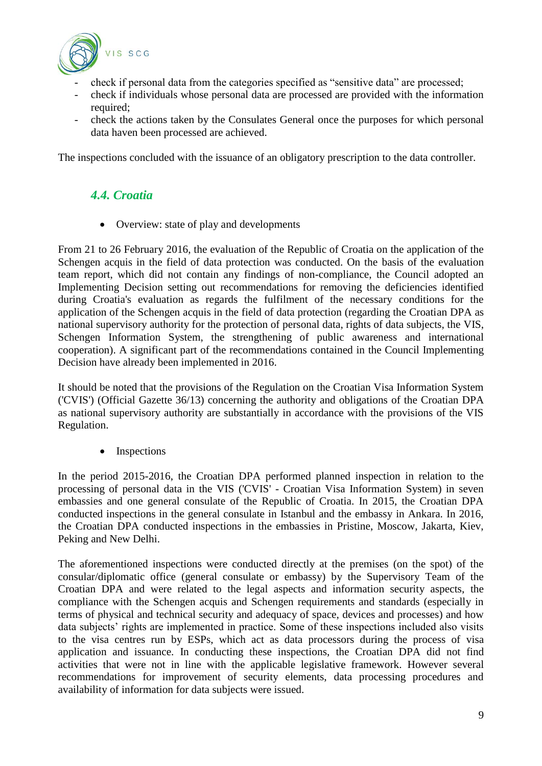- check if personal data from the categories specified as "sensitive data" are processed;
- check if individuals whose personal data are processed are provided with the information required;
- check the actions taken by the Consulates General once the purposes for which personal data haven been processed are achieved.

The inspections concluded with the issuance of an obligatory prescription to the data controller.

### *4.4. Croatia*

- Overview: state of play and developments

From 21 to 26 February 2016, the evaluation of the Republic of Croatia on the application of the Schengen acquis in the field of data protection was conducted. On the basis of the evaluation team report, which did not contain any findings of non-compliance, the Council adopted an Implementing Decision setting out recommendations for removing the deficiencies identified during Croatia's evaluation as regards the fulfilment of the necessary conditions for the application of the Schengen acquis in the field of data protection (regarding the Croatian DPA as national supervisory authority for the protection of personal data, rights of data subjects, the VIS, Schengen Information System, the strengthening of public awareness and international cooperation). A significant part of the recommendations contained in the Council Implementing Decision have already been implemented in 2016.

It should be noted that the provisions of the Regulation on the Croatian Visa Information System ('CVIS') (Official Gazette 36/13) concerning the authority and obligations of the Croatian DPA as national supervisory authority are substantially in accordance with the provisions of the VIS Regulation.

- Inspections

In the period 2015-2016, the Croatian DPA performed planned inspection in relation to the processing of personal data in the VIS ('CVIS' - Croatian Visa Information System) in seven embassies and one general consulate of the Republic of Croatia. In 2015, the Croatian DPA conducted inspections in the general consulate in Istanbul and the embassy in Ankara. In 2016, the Croatian DPA conducted inspections in the embassies in Pristine, Moscow, Jakarta, Kiev, Peking and New Delhi.

The aforementioned inspections were conducted directly at the premises (on the spot) of the consular/diplomatic office (general consulate or embassy) by the Supervisory Team of the Croatian DPA and were related to the legal aspects and information security aspects, the compliance with the Schengen acquis and Schengen requirements and standards (especially in terms of physical and technical security and adequacy of space, devices and processes) and how data subjects' rights are implemented in practice. Some of these inspections included also visits to the visa centres run by ESPs, which act as data processors during the process of visa application and issuance. In conducting these inspections, the Croatian DPA did not find activities that were not in line with the applicable legislative framework. However several recommendations for improvement of security elements, data processing procedures and availability of information for data subjects were issued.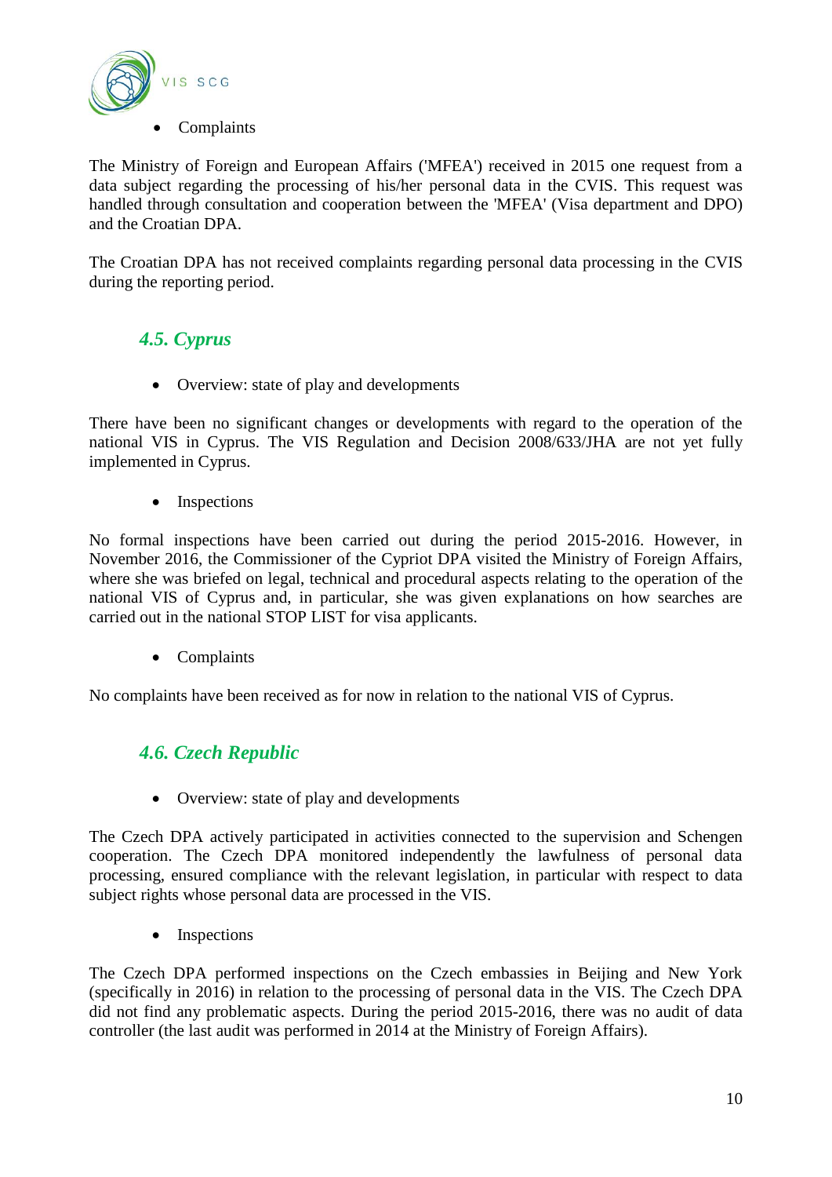- Complaints

The Ministry of Foreign and European Affairs ('MFEA') received in 2015 one request from a data subject regarding the processing of his/her personal data in the CVIS. This request was handled through consultation and cooperation between the 'MFEA' (Visa department and DPO) and the Croatian DPA.

The Croatian DPA has not received complaints regarding personal data processing in the CVIS during the reporting period.

### *4.5. Cyprus*

- Overview: state of play and developments

There have been no significant changes or developments with regard to the operation of the national VIS in Cyprus. The VIS Regulation and Decision 2008/633/JHA are not yet fully implemented in Cyprus.

- Inspections

No formal inspections have been carried out during the period 2015-2016. However, in November 2016, the Commissioner of the Cypriot DPA visited the Ministry of Foreign Affairs, where she was briefed on legal, technical and procedural aspects relating to the operation of the national VIS of Cyprus and, in particular, she was given explanations on how searches are carried out in the national STOP LIST for visa applicants.

- Complaints

No complaints have been received as for now in relation to the national VIS of Cyprus.

### *4.6. Czech Republic*

- Overview: state of play and developments

The Czech DPA actively participated in activities connected to the supervision and Schengen cooperation. The Czech DPA monitored independently the lawfulness of personal data processing, ensured compliance with the relevant legislation, in particular with respect to data subject rights whose personal data are processed in the VIS.

- Inspections

The Czech DPA performed inspections on the Czech embassies in Beijing and New York (specifically in 2016) in relation to the processing of personal data in the VIS. The Czech DPA did not find any problematic aspects. During the period 2015-2016, there was no audit of data controller (the last audit was performed in 2014 at the Ministry of Foreign Affairs).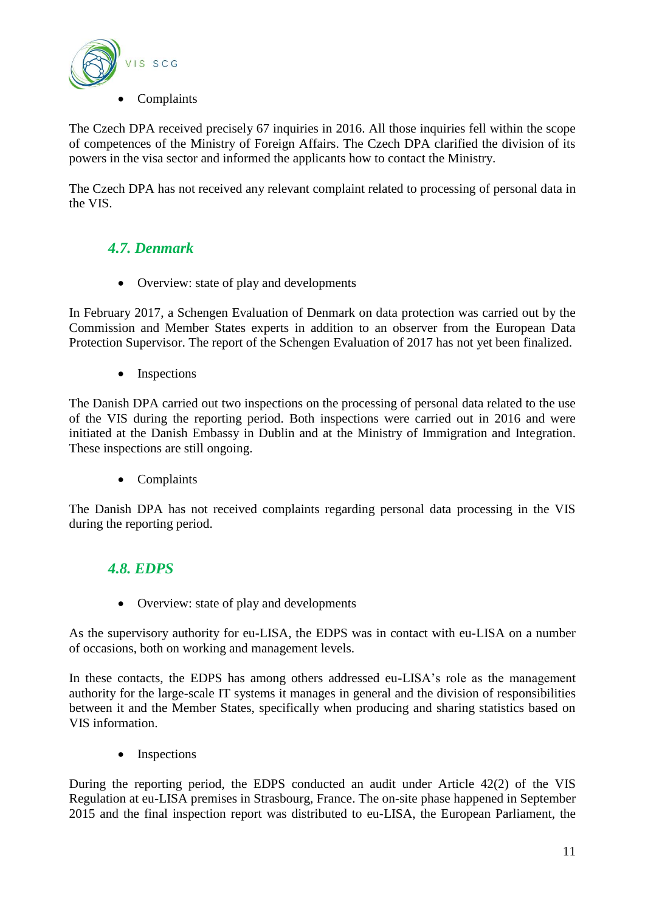- Complaints

The Czech DPA received precisely 67 inquiries in 2016. All those inquiries fell within the scope of competences of the Ministry of Foreign Affairs. The Czech DPA clarified the division of its powers in the visa sector and informed the applicants how to contact the Ministry.

The Czech DPA has not received any relevant complaint related to processing of personal data in the VIS.

### *4.7. Denmark*

- Overview: state of play and developments

In February 2017, a Schengen Evaluation of Denmark on data protection was carried out by the Commission and Member States experts in addition to an observer from the European Data Protection Supervisor. The report of the Schengen Evaluation of 2017 has not yet been finalized.

- Inspections

The Danish DPA carried out two inspections on the processing of personal data related to the use of the VIS during the reporting period. Both inspections were carried out in 2016 and were initiated at the Danish Embassy in Dublin and at the Ministry of Immigration and Integration. These inspections are still ongoing.

- Complaints

The Danish DPA has not received complaints regarding personal data processing in the VIS during the reporting period.

### *4.8. EDPS*

- Overview: state of play and developments

As the supervisory authority for eu-LISA, the EDPS was in contact with eu-LISA on a number of occasions, both on working and management levels.

In these contacts, the EDPS has among others addressed eu-LISA's role as the management authority for the large-scale IT systems it manages in general and the division of responsibilities between it and the Member States, specifically when producing and sharing statistics based on VIS information.

- Inspections

During the reporting period, the EDPS conducted an audit under Article 42(2) of the VIS Regulation at eu-LISA premises in Strasbourg, France. The on-site phase happened in September 2015 and the final inspection report was distributed to eu-LISA, the European Parliament, the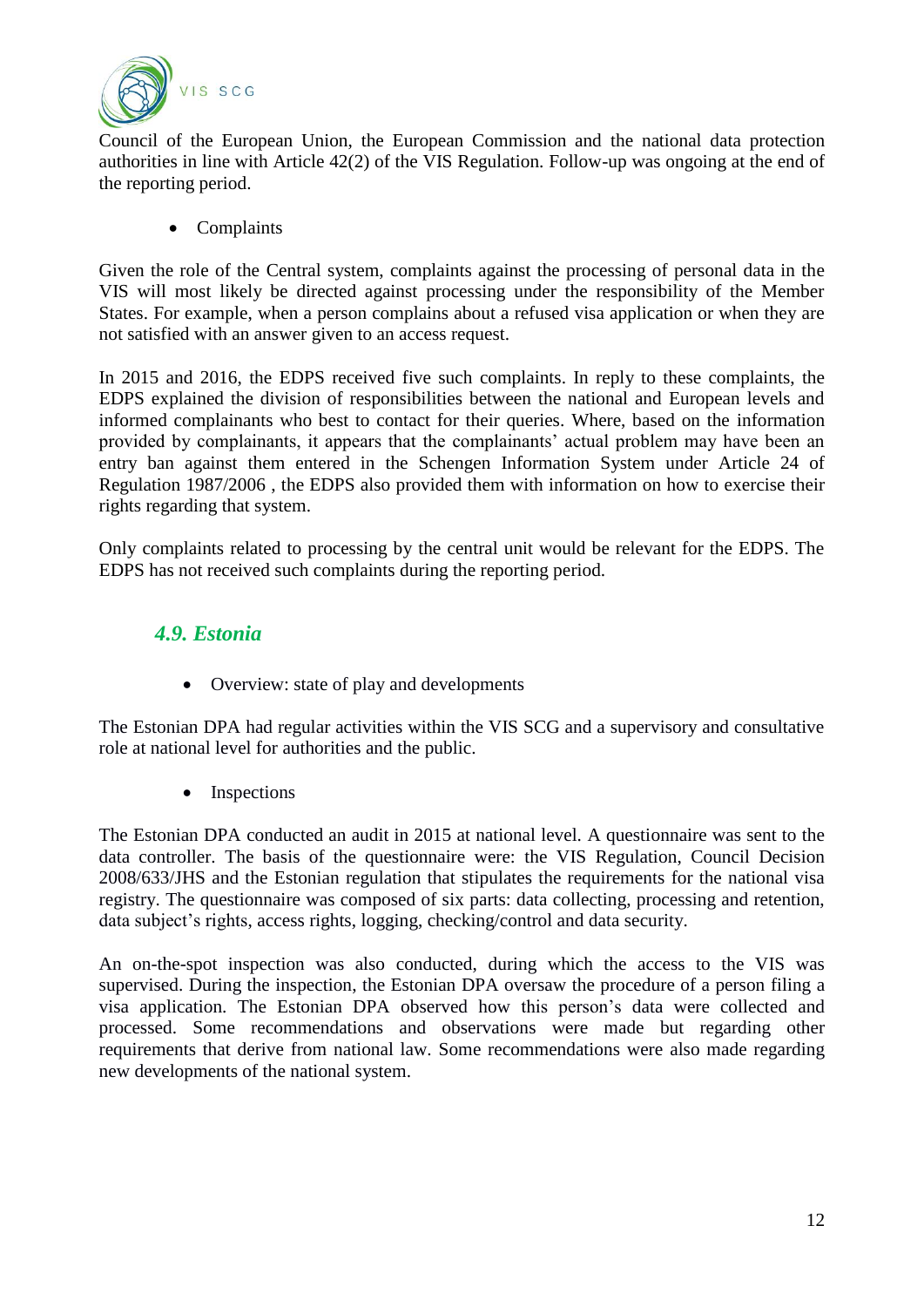Council of the European Union, the European Commission and the national data protection authorities in line with Article 42(2) of the VIS Regulation. Follow-up was ongoing at the end of the reporting period.

- Complaints

Given the role of the Central system, complaints against the processing of personal data in the VIS will most likely be directed against processing under the responsibility of the Member States. For example, when a person complains about a refused visa application or when they are not satisfied with an answer given to an access request.

In 2015 and 2016, the EDPS received five such complaints. In reply to these complaints, the EDPS explained the division of responsibilities between the national and European levels and informed complainants who best to contact for their queries. Where, based on the information provided by complainants, it appears that the complainants' actual problem may have been an entry ban against them entered in the Schengen Information System under Article 24 of Regulation 1987/2006 , the EDPS also provided them with information on how to exercise their rights regarding that system.

Only complaints related to processing by the central unit would be relevant for the EDPS. The EDPS has not received such complaints during the reporting period.

### *4.9. Estonia*

- Overview: state of play and developments

The Estonian DPA had regular activities within the VIS SCG and a supervisory and consultative role at national level for authorities and the public.

- Inspections

The Estonian DPA conducted an audit in 2015 at national level. A questionnaire was sent to the data controller. The basis of the questionnaire were: the VIS Regulation, Council Decision 2008/633/JHS and the Estonian regulation that stipulates the requirements for the national visa registry. The questionnaire was composed of six parts: data collecting, processing and retention, data subject's rights, access rights, logging, checking/control and data security.

An on-the-spot inspection was also conducted, during which the access to the VIS was supervised. During the inspection, the Estonian DPA oversaw the procedure of a person filing a visa application. The Estonian DPA observed how this person's data were collected and processed. Some recommendations and observations were made but regarding other requirements that derive from national law. Some recommendations were also made regarding new developments of the national system.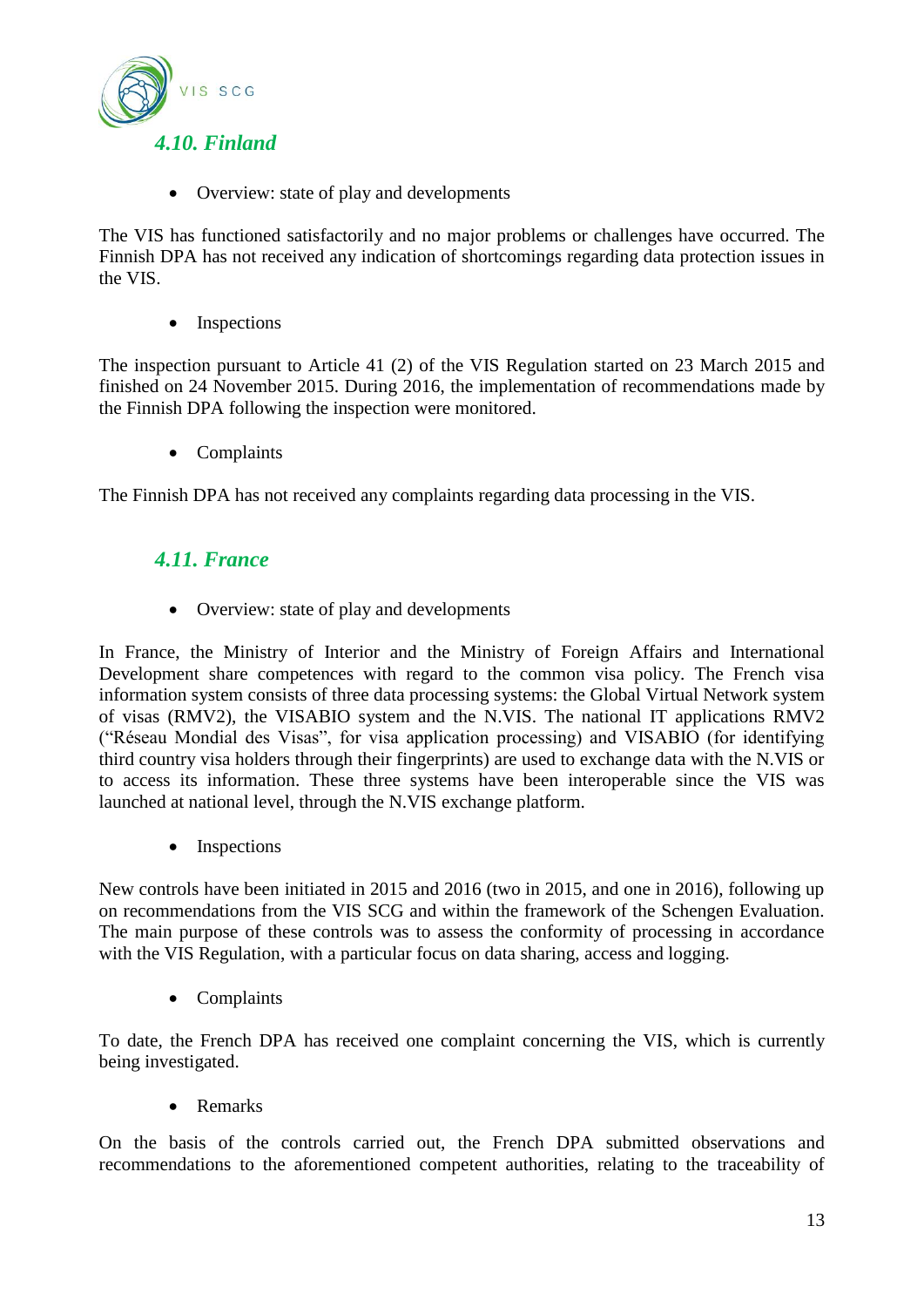### *4.10. Finland*

- Overview: state of play and developments

The VIS has functioned satisfactorily and no major problems or challenges have occurred. The Finnish DPA has not received any indication of shortcomings regarding data protection issues in the VIS.

- Inspections

The inspection pursuant to Article 41 (2) of the VIS Regulation started on 23 March 2015 and finished on 24 November 2015. During 2016, the implementation of recommendations made by the Finnish DPA following the inspection were monitored.

- Complaints

The Finnish DPA has not received any complaints regarding data processing in the VIS.

### *4.11. France*

- Overview: state of play and developments

In France, the Ministry of Interior and the Ministry of Foreign Affairs and International Development share competences with regard to the common visa policy. The French visa information system consists of three data processing systems: the Global Virtual Network system of visas (RMV2), the VISABIO system and the N.VIS. The national IT applications RMV2 ("Réseau Mondial des Visas", for visa application processing) and VISABIO (for identifying third country visa holders through their fingerprints) are used to exchange data with the N.VIS or to access its information. These three systems have been interoperable since the VIS was launched at national level, through the N.VIS exchange platform.

- Inspections

New controls have been initiated in 2015 and 2016 (two in 2015, and one in 2016), following up on recommendations from the VIS SCG and within the framework of the Schengen Evaluation. The main purpose of these controls was to assess the conformity of processing in accordance with the VIS Regulation, with a particular focus on data sharing, access and logging.

- Complaints

To date, the French DPA has received one complaint concerning the VIS, which is currently being investigated.

- Remarks

On the basis of the controls carried out, the French DPA submitted observations and recommendations to the aforementioned competent authorities, relating to the traceability of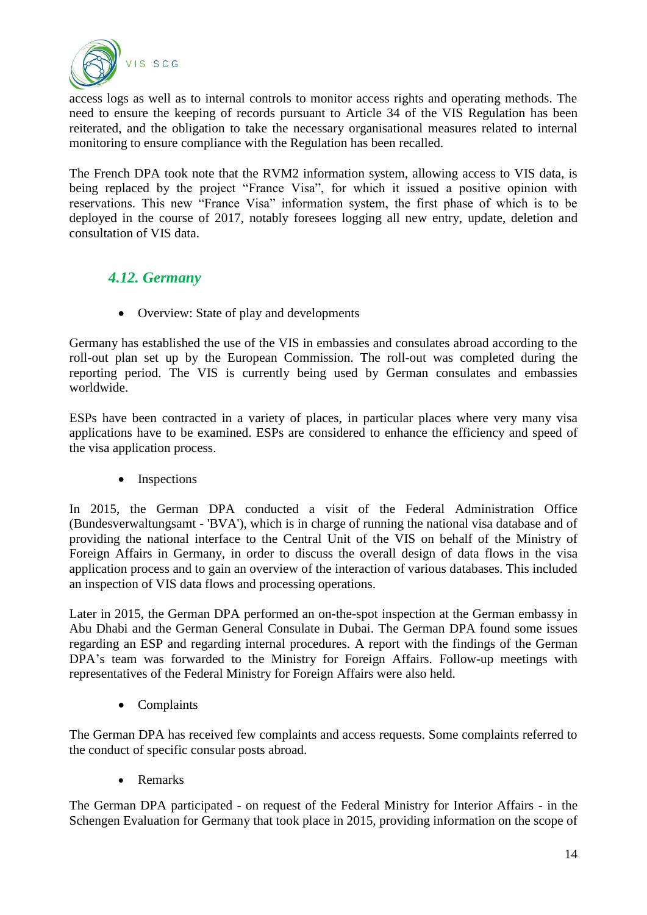access logs as well as to internal controls to monitor access rights and operating methods. The need to ensure the keeping of records pursuant to Article 34 of the VIS Regulation has been reiterated, and the obligation to take the necessary organisational measures related to internal monitoring to ensure compliance with the Regulation has been recalled.

The French DPA took note that the RVM2 information system, allowing access to VIS data, is being replaced by the project “France Visa”, for which it issued a positive opinion with reservations. This new “France Visa” information system, the first phase of which is to be deployed in the course of 2017, notably foresees logging all new entry, update, deletion and consultation of VIS data.

### *4.12. Germany*

- Overview: State of play and developments

Germany has established the use of the VIS in embassies and consulates abroad according to the roll-out plan set up by the European Commission. The roll-out was completed during the reporting period. The VIS is currently being used by German consulates and embassies worldwide.

ESPs have been contracted in a variety of places, in particular places where very many visa applications have to be examined. ESPs are considered to enhance the efficiency and speed of the visa application process.

- Inspections

In 2015, the German DPA conducted a visit of the Federal Administration Office (Bundesverwaltungsamt - 'BVA'), which is in charge of running the national visa database and of providing the national interface to the Central Unit of the VIS on behalf of the Ministry of Foreign Affairs in Germany, in order to discuss the overall design of data flows in the visa application process and to gain an overview of the interaction of various databases. This included an inspection of VIS data flows and processing operations.

Later in 2015, the German DPA performed an on-the-spot inspection at the German embassy in Abu Dhabi and the German General Consulate in Dubai. The German DPA found some issues regarding an ESP and regarding internal procedures. A report with the findings of the German DPA’s team was forwarded to the Ministry for Foreign Affairs. Follow-up meetings with representatives of the Federal Ministry for Foreign Affairs were also held.

- Complaints

The German DPA has received few complaints and access requests. Some complaints referred to the conduct of specific consular posts abroad.

- Remarks

The German DPA participated - on request of the Federal Ministry for Interior Affairs - in the Schengen Evaluation for Germany that took place in 2015, providing information on the scope of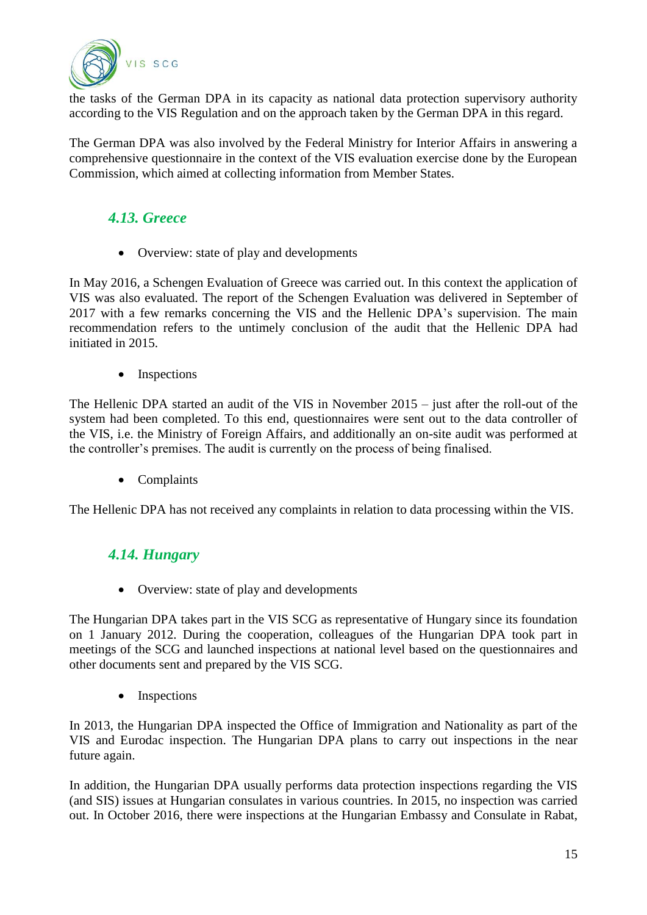the tasks of the German DPA in its capacity as national data protection supervisory authority according to the VIS Regulation and on the approach taken by the German DPA in this regard.

The German DPA was also involved by the Federal Ministry for Interior Affairs in answering a comprehensive questionnaire in the context of the VIS evaluation exercise done by the European Commission, which aimed at collecting information from Member States.

### *4.13. Greece*

- Overview: state of play and developments

In May 2016, a Schengen Evaluation of Greece was carried out. In this context the application of VIS was also evaluated. The report of the Schengen Evaluation was delivered in September of 2017 with a few remarks concerning the VIS and the Hellenic DPA's supervision. The main recommendation refers to the untimely conclusion of the audit that the Hellenic DPA had initiated in 2015.

- Inspections

The Hellenic DPA started an audit of the VIS in November 2015 – just after the roll-out of the system had been completed. To this end, questionnaires were sent out to the data controller of the VIS, i.e. the Ministry of Foreign Affairs, and additionally an on-site audit was performed at the controller's premises. The audit is currently on the process of being finalised.

- Complaints

The Hellenic DPA has not received any complaints in relation to data processing within the VIS.

### *4.14. Hungary*

- Overview: state of play and developments

The Hungarian DPA takes part in the VIS SCG as representative of Hungary since its foundation on 1 January 2012. During the cooperation, colleagues of the Hungarian DPA took part in meetings of the SCG and launched inspections at national level based on the questionnaires and other documents sent and prepared by the VIS SCG.

- Inspections

In 2013, the Hungarian DPA inspected the Office of Immigration and Nationality as part of the VIS and Eurodac inspection. The Hungarian DPA plans to carry out inspections in the near future again.

In addition, the Hungarian DPA usually performs data protection inspections regarding the VIS (and SIS) issues at Hungarian consulates in various countries. In 2015, no inspection was carried out. In October 2016, there were inspections at the Hungarian Embassy and Consulate in Rabat,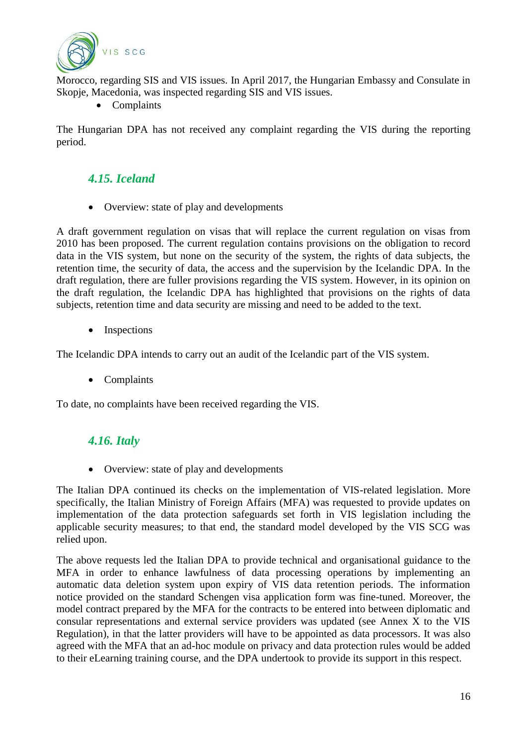Morocco, regarding SIS and VIS issues. In April 2017, the Hungarian Embassy and Consulate in Skopje, Macedonia, was inspected regarding SIS and VIS issues.

- Complaints

The Hungarian DPA has not received any complaint regarding the VIS during the reporting period.

### *4.15. Iceland*

- Overview: state of play and developments

A draft government regulation on visas that will replace the current regulation on visas from 2010 has been proposed. The current regulation contains provisions on the obligation to record data in the VIS system, but none on the security of the system, the rights of data subjects, the retention time, the security of data, the access and the supervision by the Icelandic DPA. In the draft regulation, there are fuller provisions regarding the VIS system. However, in its opinion on the draft regulation, the Icelandic DPA has highlighted that provisions on the rights of data subjects, retention time and data security are missing and need to be added to the text.

- Inspections

The Icelandic DPA intends to carry out an audit of the Icelandic part of the VIS system.

- Complaints

To date, no complaints have been received regarding the VIS.

### *4.16. Italy*

- Overview: state of play and developments

The Italian DPA continued its checks on the implementation of VIS-related legislation. More specifically, the Italian Ministry of Foreign Affairs (MFA) was requested to provide updates on implementation of the data protection safeguards set forth in VIS legislation including the applicable security measures; to that end, the standard model developed by the VIS SCG was relied upon.

The above requests led the Italian DPA to provide technical and organisational guidance to the MFA in order to enhance lawfulness of data processing operations by implementing an automatic data deletion system upon expiry of VIS data retention periods. The information notice provided on the standard Schengen visa application form was fine-tuned. Moreover, the model contract prepared by the MFA for the contracts to be entered into between diplomatic and consular representations and external service providers was updated (see Annex X to the VIS Regulation), in that the latter providers will have to be appointed as data processors. It was also agreed with the MFA that an ad-hoc module on privacy and data protection rules would be added to their eLearning training course, and the DPA undertook to provide its support in this respect.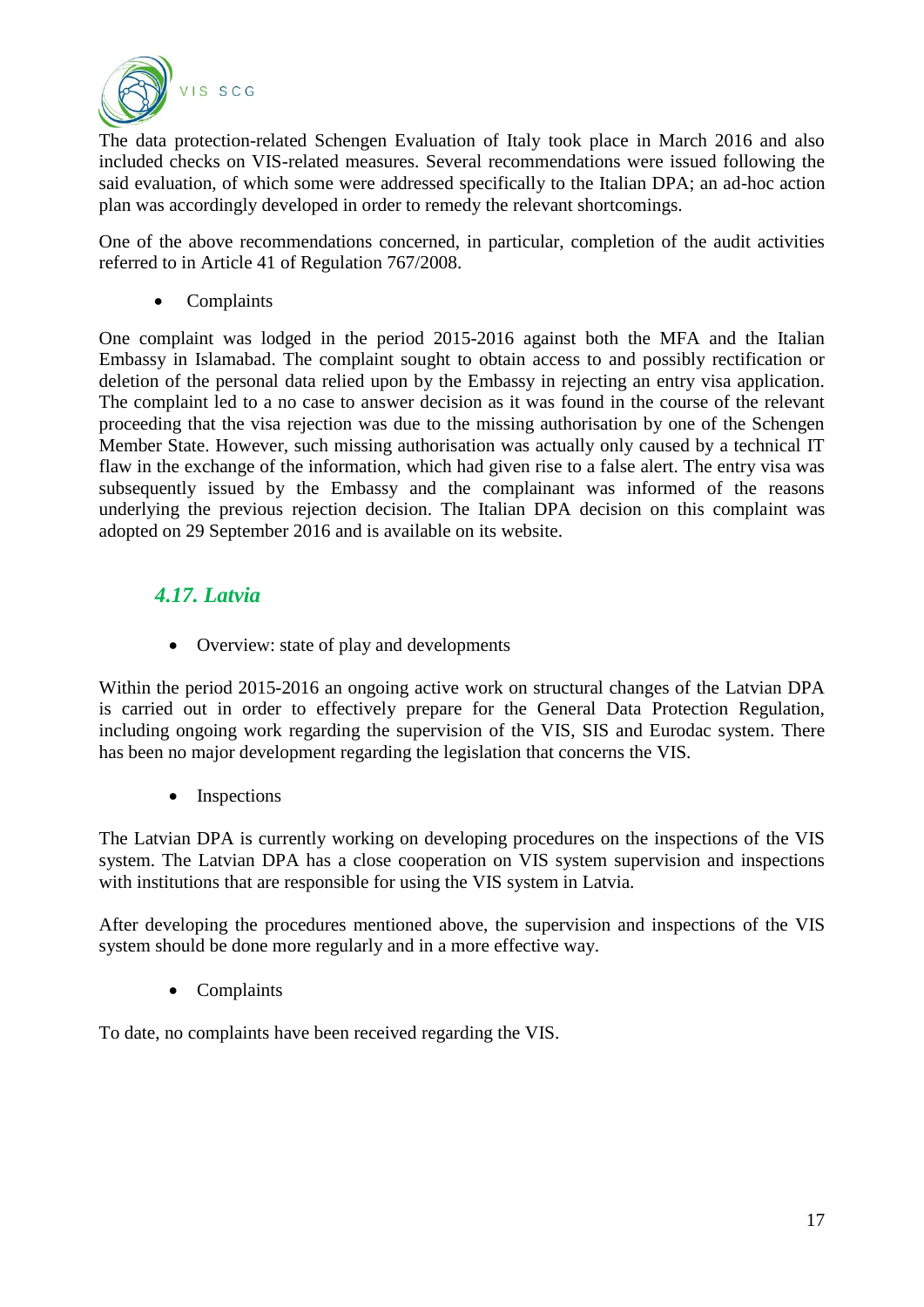The data protection-related Schengen Evaluation of Italy took place in March 2016 and also included checks on VIS-related measures. Several recommendations were issued following the said evaluation, of which some were addressed specifically to the Italian DPA; an ad-hoc action plan was accordingly developed in order to remedy the relevant shortcomings.

One of the above recommendations concerned, in particular, completion of the audit activities referred to in Article 41 of Regulation 767/2008.

- Complaints

One complaint was lodged in the period 2015-2016 against both the MFA and the Italian Embassy in Islamabad. The complaint sought to obtain access to and possibly rectification or deletion of the personal data relied upon by the Embassy in rejecting an entry visa application. The complaint led to a no case to answer decision as it was found in the course of the relevant proceeding that the visa rejection was due to the missing authorisation by one of the Schengen Member State. However, such missing authorisation was actually only caused by a technical IT flaw in the exchange of the information, which had given rise to a false alert. The entry visa was subsequently issued by the Embassy and the complainant was informed of the reasons underlying the previous rejection decision. The Italian DPA decision on this complaint was adopted on 29 September 2016 and is available on its website.

### *4.17. Latvia*

- Overview: state of play and developments

Within the period 2015-2016 an ongoing active work on structural changes of the Latvian DPA is carried out in order to effectively prepare for the General Data Protection Regulation, including ongoing work regarding the supervision of the VIS, SIS and Eurodac system. There has been no major development regarding the legislation that concerns the VIS.

- Inspections

The Latvian DPA is currently working on developing procedures on the inspections of the VIS system. The Latvian DPA has a close cooperation on VIS system supervision and inspections with institutions that are responsible for using the VIS system in Latvia.

After developing the procedures mentioned above, the supervision and inspections of the VIS system should be done more regularly and in a more effective way.

- Complaints

To date, no complaints have been received regarding the VIS.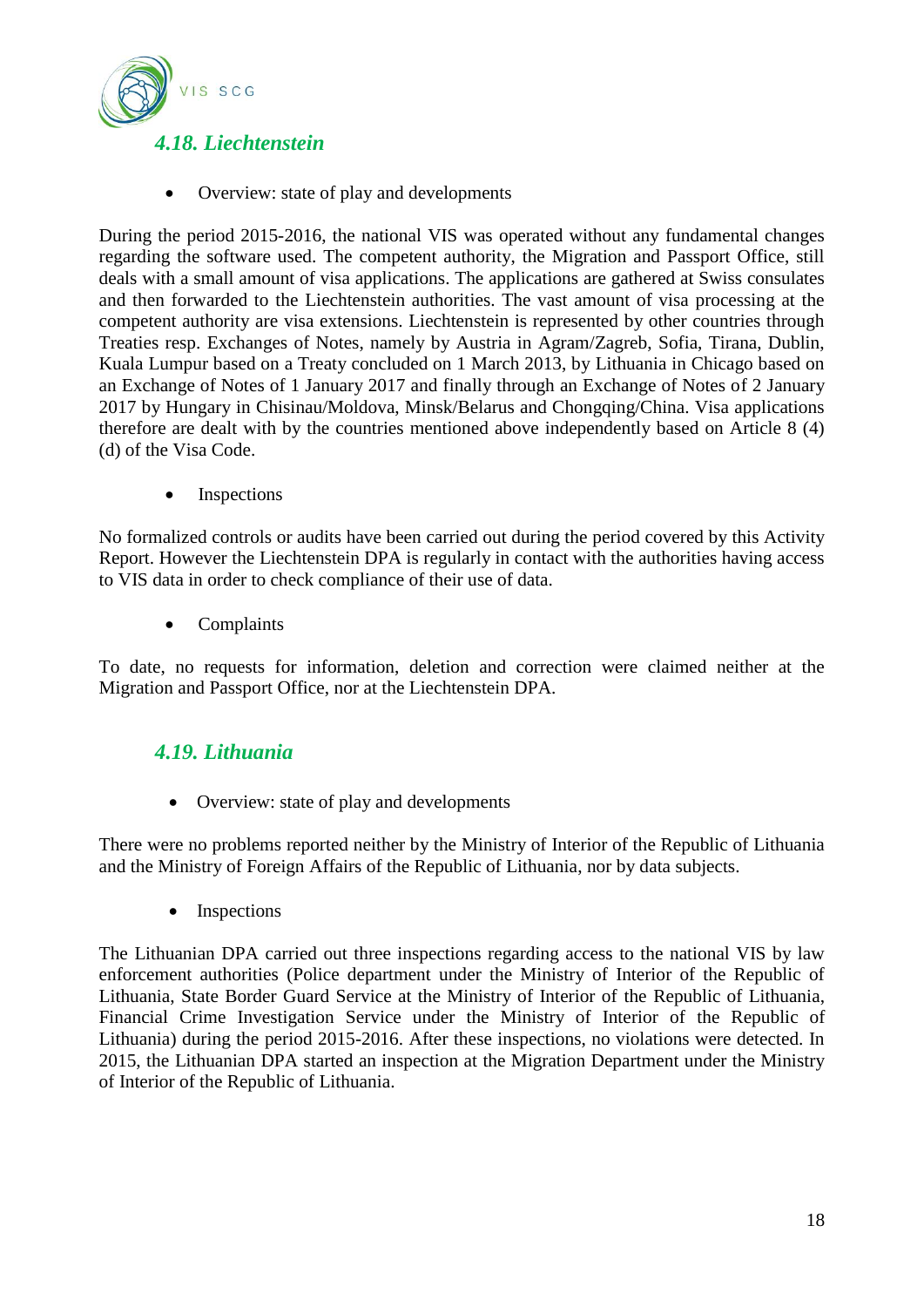### *4.18. Liechtenstein*

- Overview: state of play and developments

During the period 2015-2016, the national VIS was operated without any fundamental changes regarding the software used. The competent authority, the Migration and Passport Office, still deals with a small amount of visa applications. The applications are gathered at Swiss consulates and then forwarded to the Liechtenstein authorities. The vast amount of visa processing at the competent authority are visa extensions. Liechtenstein is represented by other countries through Treaties resp. Exchanges of Notes, namely by Austria in Agram/Zagreb, Sofia, Tirana, Dublin, Kuala Lumpur based on a Treaty concluded on 1 March 2013, by Lithuania in Chicago based on an Exchange of Notes of 1 January 2017 and finally through an Exchange of Notes of 2 January 2017 by Hungary in Chisinau/Moldova, Minsk/Belarus and Chongqing/China. Visa applications therefore are dealt with by the countries mentioned above independently based on Article 8 (4) (d) of the Visa Code.

- Inspections

No formalized controls or audits have been carried out during the period covered by this Activity Report. However the Liechtenstein DPA is regularly in contact with the authorities having access to VIS data in order to check compliance of their use of data.

- Complaints

To date, no requests for information, deletion and correction were claimed neither at the Migration and Passport Office, nor at the Liechtenstein DPA.

### *4.19. Lithuania*

- Overview: state of play and developments

There were no problems reported neither by the Ministry of Interior of the Republic of Lithuania and the Ministry of Foreign Affairs of the Republic of Lithuania, nor by data subjects.

- Inspections

The Lithuanian DPA carried out three inspections regarding access to the national VIS by law enforcement authorities (Police department under the Ministry of Interior of the Republic of Lithuania, State Border Guard Service at the Ministry of Interior of the Republic of Lithuania, Financial Crime Investigation Service under the Ministry of Interior of the Republic of Lithuania) during the period 2015-2016. After these inspections, no violations were detected. In 2015, the Lithuanian DPA started an inspection at the Migration Department under the Ministry of Interior of the Republic of Lithuania.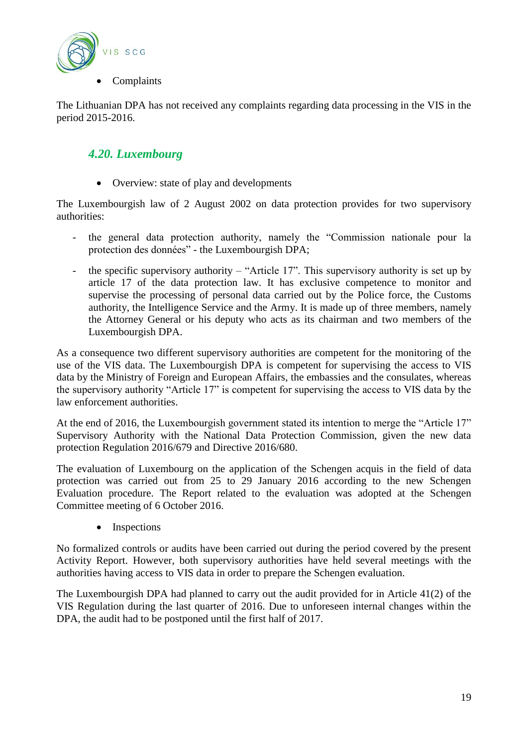- Complaints

The Lithuanian DPA has not received any complaints regarding data processing in the VIS in the period 2015-2016.

### *4.20. Luxembourg*

- Overview: state of play and developments

The Luxembourgish law of 2 August 2002 on data protection provides for two supervisory authorities:

- the general data protection authority, namely the “Commission nationale pour la protection des données” - the Luxembourgish DPA;
- the specific supervisory authority – “Article 17”. This supervisory authority is set up by article 17 of the data protection law. It has exclusive competence to monitor and supervise the processing of personal data carried out by the Police force, the Customs authority, the Intelligence Service and the Army. It is made up of three members, namely the Attorney General or his deputy who acts as its chairman and two members of the Luxembourgish DPA.

As a consequence two different supervisory authorities are competent for the monitoring of the use of the VIS data. The Luxembourgish DPA is competent for supervising the access to VIS data by the Ministry of Foreign and European Affairs, the embassies and the consulates, whereas the supervisory authority “Article 17” is competent for supervising the access to VIS data by the law enforcement authorities.

At the end of 2016, the Luxembourgish government stated its intention to merge the “Article 17” Supervisory Authority with the National Data Protection Commission, given the new data protection Regulation 2016/679 and Directive 2016/680.

The evaluation of Luxembourg on the application of the Schengen acquis in the field of data protection was carried out from 25 to 29 January 2016 according to the new Schengen Evaluation procedure. The Report related to the evaluation was adopted at the Schengen Committee meeting of 6 October 2016.

- Inspections

No formalized controls or audits have been carried out during the period covered by the present Activity Report. However, both supervisory authorities have held several meetings with the authorities having access to VIS data in order to prepare the Schengen evaluation.

The Luxembourgish DPA had planned to carry out the audit provided for in Article 41(2) of the VIS Regulation during the last quarter of 2016. Due to unforeseen internal changes within the DPA, the audit had to be postponed until the first half of 2017.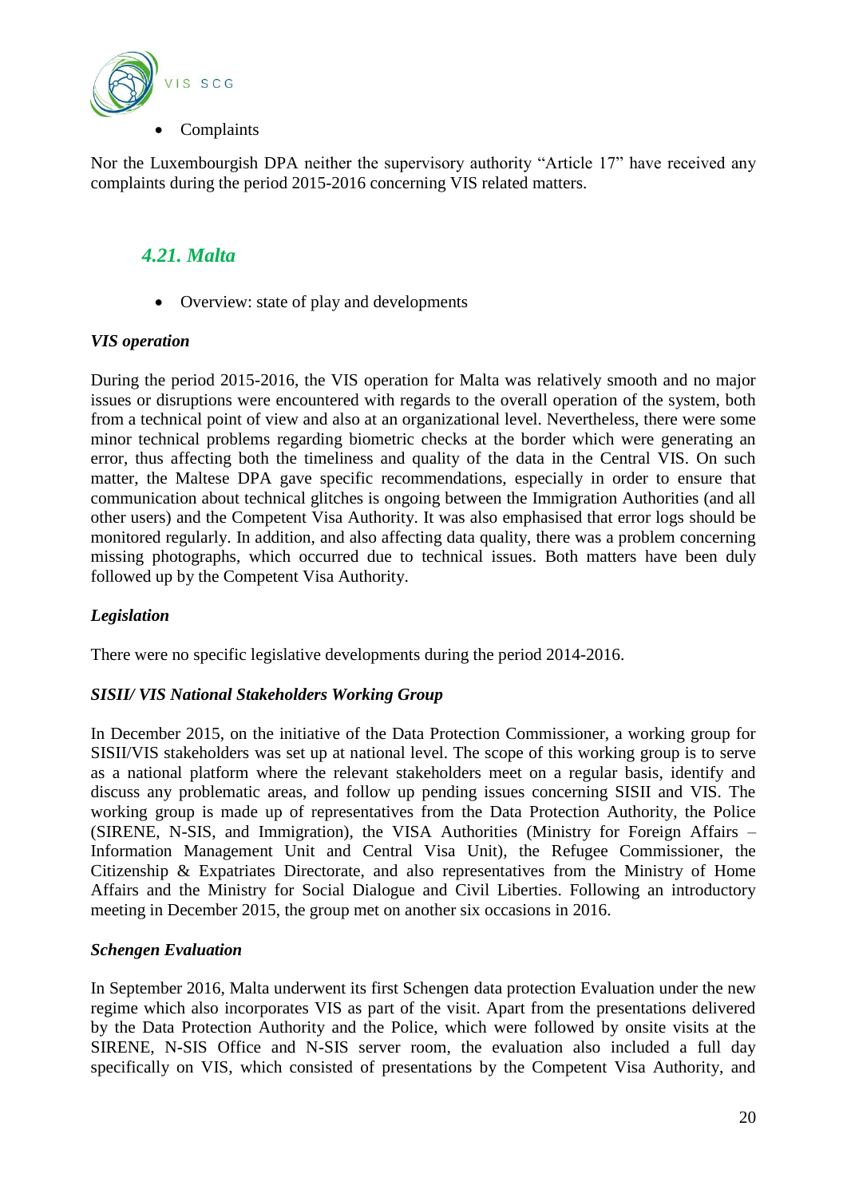- Complaints

Nor the Luxembourgish DPA neither the supervisory authority "Article 17" have received any complaints during the period 2015-2016 concerning VIS related matters.

## *4.21. Malta*

- Overview: state of play and developments

***VIS operation***

During the period 2015-2016, the VIS operation for Malta was relatively smooth and no major issues or disruptions were encountered with regards to the overall operation of the system, both from a technical point of view and also at an organizational level. Nevertheless, there were some minor technical problems regarding biometric checks at the border which were generating an error, thus affecting both the timeliness and quality of the data in the Central VIS. On such matter, the Maltese DPA gave specific recommendations, especially in order to ensure that communication about technical glitches is ongoing between the Immigration Authorities (and all other users) and the Competent Visa Authority. It was also emphasised that error logs should be monitored regularly. In addition, and also affecting data quality, there was a problem concerning missing photographs, which occurred due to technical issues. Both matters have been duly followed up by the Competent Visa Authority.

***Legislation***

There were no specific legislative developments during the period 2014-2016.

***SISII/ VIS National Stakeholders Working Group***

In December 2015, on the initiative of the Data Protection Commissioner, a working group for SISII/VIS stakeholders was set up at national level. The scope of this working group is to serve as a national platform where the relevant stakeholders meet on a regular basis, identify and discuss any problematic areas, and follow up pending issues concerning SISII and VIS. The working group is made up of representatives from the Data Protection Authority, the Police (SIRENE, N-SIS, and Immigration), the VISA Authorities (Ministry for Foreign Affairs – Information Management Unit and Central Visa Unit), the Refugee Commissioner, the Citizenship & Expatriates Directorate, and also representatives from the Ministry of Home Affairs and the Ministry for Social Dialogue and Civil Liberties. Following an introductory meeting in December 2015, the group met on another six occasions in 2016.

***Schengen Evaluation***

In September 2016, Malta underwent its first Schengen data protection Evaluation under the new regime which also incorporates VIS as part of the visit. Apart from the presentations delivered by the Data Protection Authority and the Police, which were followed by onsite visits at the SIRENE, N-SIS Office and N-SIS server room, the evaluation also included a full day specifically on VIS, which consisted of presentations by the Competent Visa Authority, and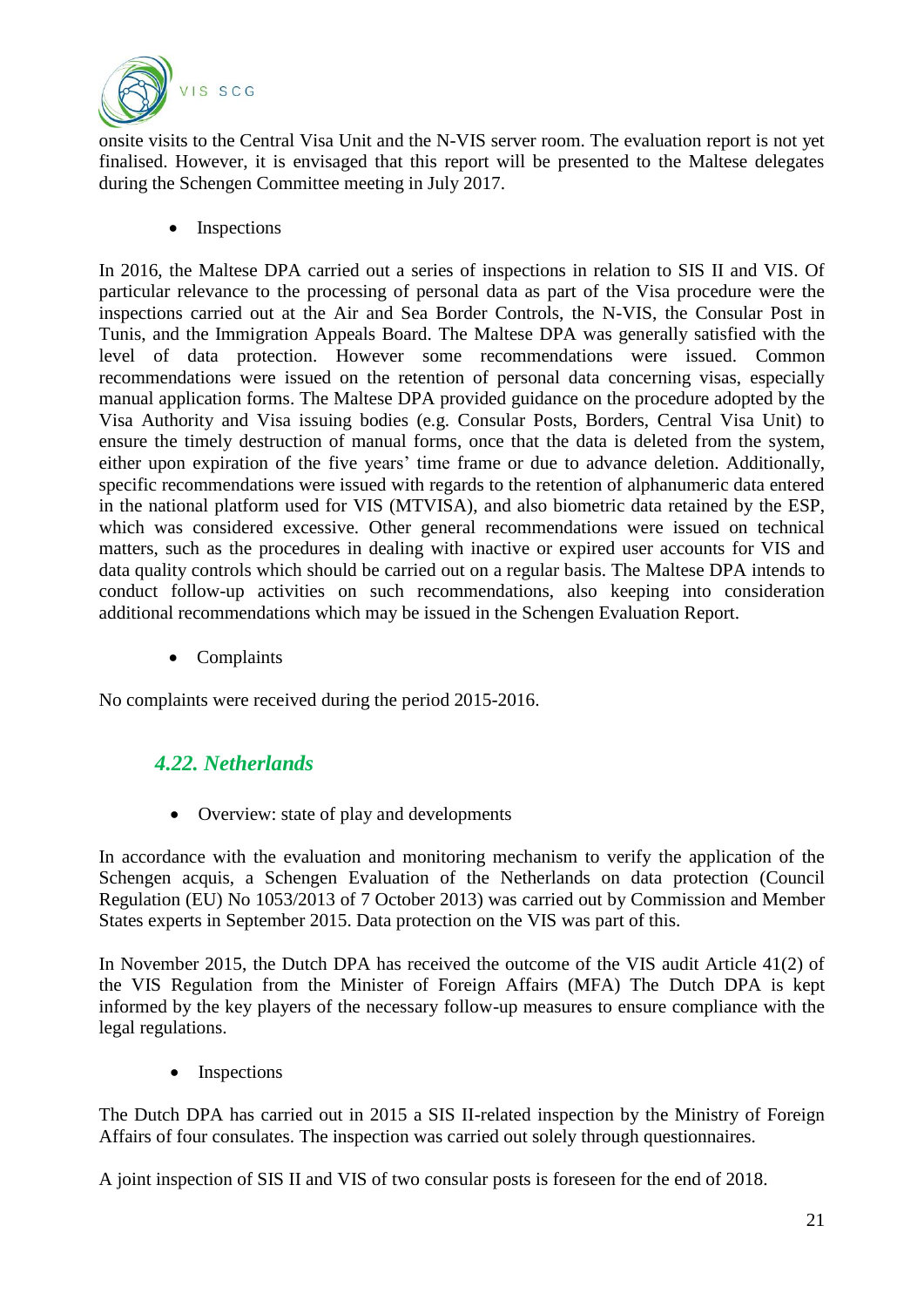onsite visits to the Central Visa Unit and the N-VIS server room. The evaluation report is not yet finalised. However, it is envisaged that this report will be presented to the Maltese delegates during the Schengen Committee meeting in July 2017.

- Inspections

In 2016, the Maltese DPA carried out a series of inspections in relation to SIS II and VIS. Of particular relevance to the processing of personal data as part of the Visa procedure were the inspections carried out at the Air and Sea Border Controls, the N-VIS, the Consular Post in Tunis, and the Immigration Appeals Board. The Maltese DPA was generally satisfied with the level of data protection. However some recommendations were issued. Common recommendations were issued on the retention of personal data concerning visas, especially manual application forms. The Maltese DPA provided guidance on the procedure adopted by the Visa Authority and Visa issuing bodies (e.g. Consular Posts, Borders, Central Visa Unit) to ensure the timely destruction of manual forms, once that the data is deleted from the system, either upon expiration of the five years' time frame or due to advance deletion. Additionally, specific recommendations were issued with regards to the retention of alphanumeric data entered in the national platform used for VIS (MTVISA), and also biometric data retained by the ESP, which was considered excessive. Other general recommendations were issued on technical matters, such as the procedures in dealing with inactive or expired user accounts for VIS and data quality controls which should be carried out on a regular basis. The Maltese DPA intends to conduct follow-up activities on such recommendations, also keeping into consideration additional recommendations which may be issued in the Schengen Evaluation Report.

- Complaints

No complaints were received during the period 2015-2016.

### *4.22. Netherlands*

- Overview: state of play and developments

In accordance with the evaluation and monitoring mechanism to verify the application of the Schengen acquis, a Schengen Evaluation of the Netherlands on data protection (Council Regulation (EU) No 1053/2013 of 7 October 2013) was carried out by Commission and Member States experts in September 2015. Data protection on the VIS was part of this.

In November 2015, the Dutch DPA has received the outcome of the VIS audit Article 41(2) of the VIS Regulation from the Minister of Foreign Affairs (MFA) The Dutch DPA is kept informed by the key players of the necessary follow-up measures to ensure compliance with the legal regulations.

- Inspections

The Dutch DPA has carried out in 2015 a SIS II-related inspection by the Ministry of Foreign Affairs of four consulates. The inspection was carried out solely through questionnaires.

A joint inspection of SIS II and VIS of two consular posts is foreseen for the end of 2018.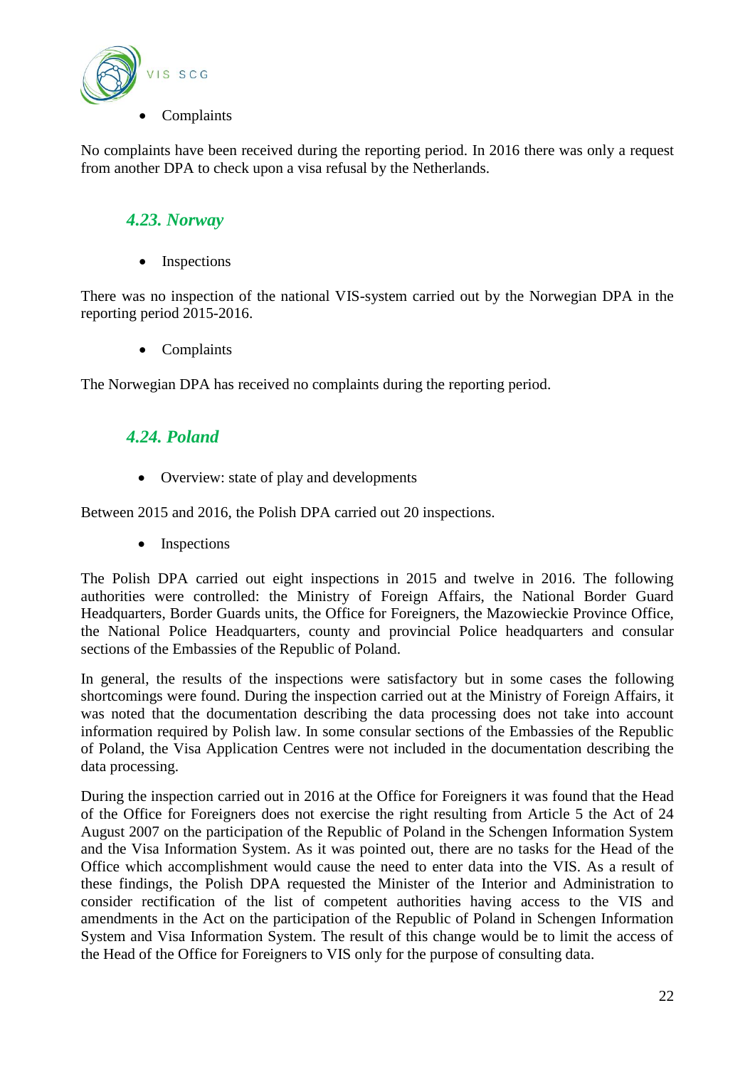- Complaints

No complaints have been received during the reporting period. In 2016 there was only a request from another DPA to check upon a visa refusal by the Netherlands.

### *4.23. Norway*

- Inspections

There was no inspection of the national VIS-system carried out by the Norwegian DPA in the reporting period 2015-2016.

- Complaints

The Norwegian DPA has received no complaints during the reporting period.

### *4.24. Poland*

- Overview: state of play and developments

Between 2015 and 2016, the Polish DPA carried out 20 inspections.

- Inspections

The Polish DPA carried out eight inspections in 2015 and twelve in 2016. The following authorities were controlled: the Ministry of Foreign Affairs, the National Border Guard Headquarters, Border Guards units, the Office for Foreigners, the Mazowieckie Province Office, the National Police Headquarters, county and provincial Police headquarters and consular sections of the Embassies of the Republic of Poland.

In general, the results of the inspections were satisfactory but in some cases the following shortcomings were found. During the inspection carried out at the Ministry of Foreign Affairs, it was noted that the documentation describing the data processing does not take into account information required by Polish law. In some consular sections of the Embassies of the Republic of Poland, the Visa Application Centres were not included in the documentation describing the data processing.

During the inspection carried out in 2016 at the Office for Foreigners it was found that the Head of the Office for Foreigners does not exercise the right resulting from Article 5 the Act of 24 August 2007 on the participation of the Republic of Poland in the Schengen Information System and the Visa Information System. As it was pointed out, there are no tasks for the Head of the Office which accomplishment would cause the need to enter data into the VIS. As a result of these findings, the Polish DPA requested the Minister of the Interior and Administration to consider rectification of the list of competent authorities having access to the VIS and amendments in the Act on the participation of the Republic of Poland in Schengen Information System and Visa Information System. The result of this change would be to limit the access of the Head of the Office for Foreigners to VIS only for the purpose of consulting data.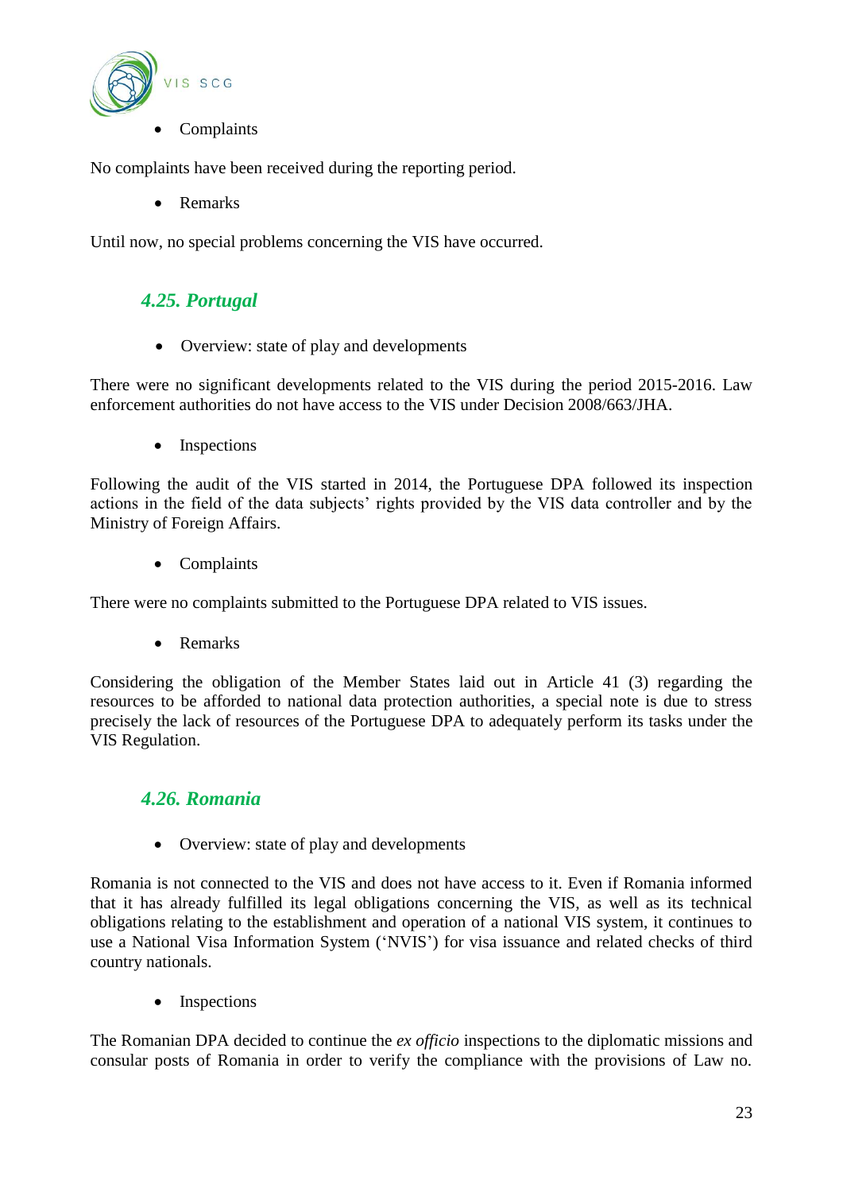- Complaints

No complaints have been received during the reporting period.

- Remarks

Until now, no special problems concerning the VIS have occurred.

### *4.25. Portugal*

- Overview: state of play and developments

There were no significant developments related to the VIS during the period 2015-2016. Law enforcement authorities do not have access to the VIS under Decision 2008/663/JHA.

- Inspections

Following the audit of the VIS started in 2014, the Portuguese DPA followed its inspection actions in the field of the data subjects' rights provided by the VIS data controller and by the Ministry of Foreign Affairs.

- Complaints

There were no complaints submitted to the Portuguese DPA related to VIS issues.

- Remarks

Considering the obligation of the Member States laid out in Article 41 (3) regarding the resources to be afforded to national data protection authorities, a special note is due to stress precisely the lack of resources of the Portuguese DPA to adequately perform its tasks under the VIS Regulation.

### *4.26. Romania*

- Overview: state of play and developments

Romania is not connected to the VIS and does not have access to it. Even if Romania informed that it has already fulfilled its legal obligations concerning the VIS, as well as its technical obligations relating to the establishment and operation of a national VIS system, it continues to use a National Visa Information System ('NVIS') for visa issuance and related checks of third country nationals.

- Inspections

The Romanian DPA decided to continue the *ex officio* inspections to the diplomatic missions and consular posts of Romania in order to verify the compliance with the provisions of Law no.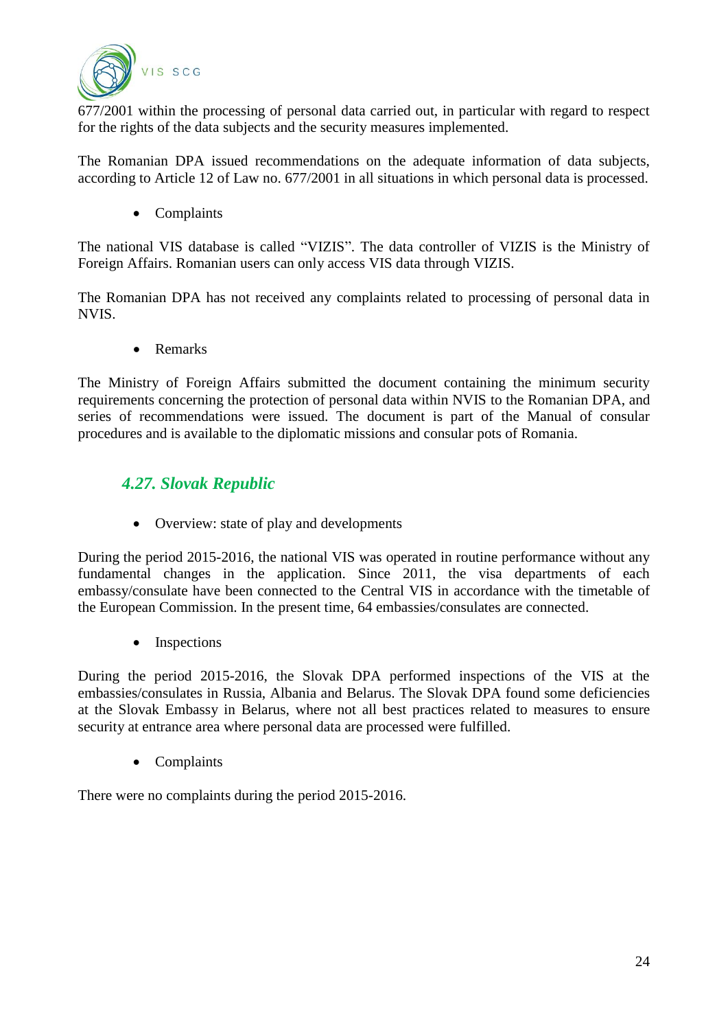677/2001 within the processing of personal data carried out, in particular with regard to respect for the rights of the data subjects and the security measures implemented.

The Romanian DPA issued recommendations on the adequate information of data subjects, according to Article 12 of Law no. 677/2001 in all situations in which personal data is processed.

- Complaints

The national VIS database is called "VIZIS". The data controller of VIZIS is the Ministry of Foreign Affairs. Romanian users can only access VIS data through VIZIS.

The Romanian DPA has not received any complaints related to processing of personal data in NVIS.

- Remarks

The Ministry of Foreign Affairs submitted the document containing the minimum security requirements concerning the protection of personal data within NVIS to the Romanian DPA, and series of recommendations were issued. The document is part of the Manual of consular procedures and is available to the diplomatic missions and consular pots of Romania.

### *4.27. Slovak Republic*

- Overview: state of play and developments

During the period 2015-2016, the national VIS was operated in routine performance without any fundamental changes in the application. Since 2011, the visa departments of each embassy/consulate have been connected to the Central VIS in accordance with the timetable of the European Commission. In the present time, 64 embassies/consulates are connected.

- Inspections

During the period 2015-2016, the Slovak DPA performed inspections of the VIS at the embassies/consulates in Russia, Albania and Belarus. The Slovak DPA found some deficiencies at the Slovak Embassy in Belarus, where not all best practices related to measures to ensure security at entrance area where personal data are processed were fulfilled.

- Complaints

There were no complaints during the period 2015-2016.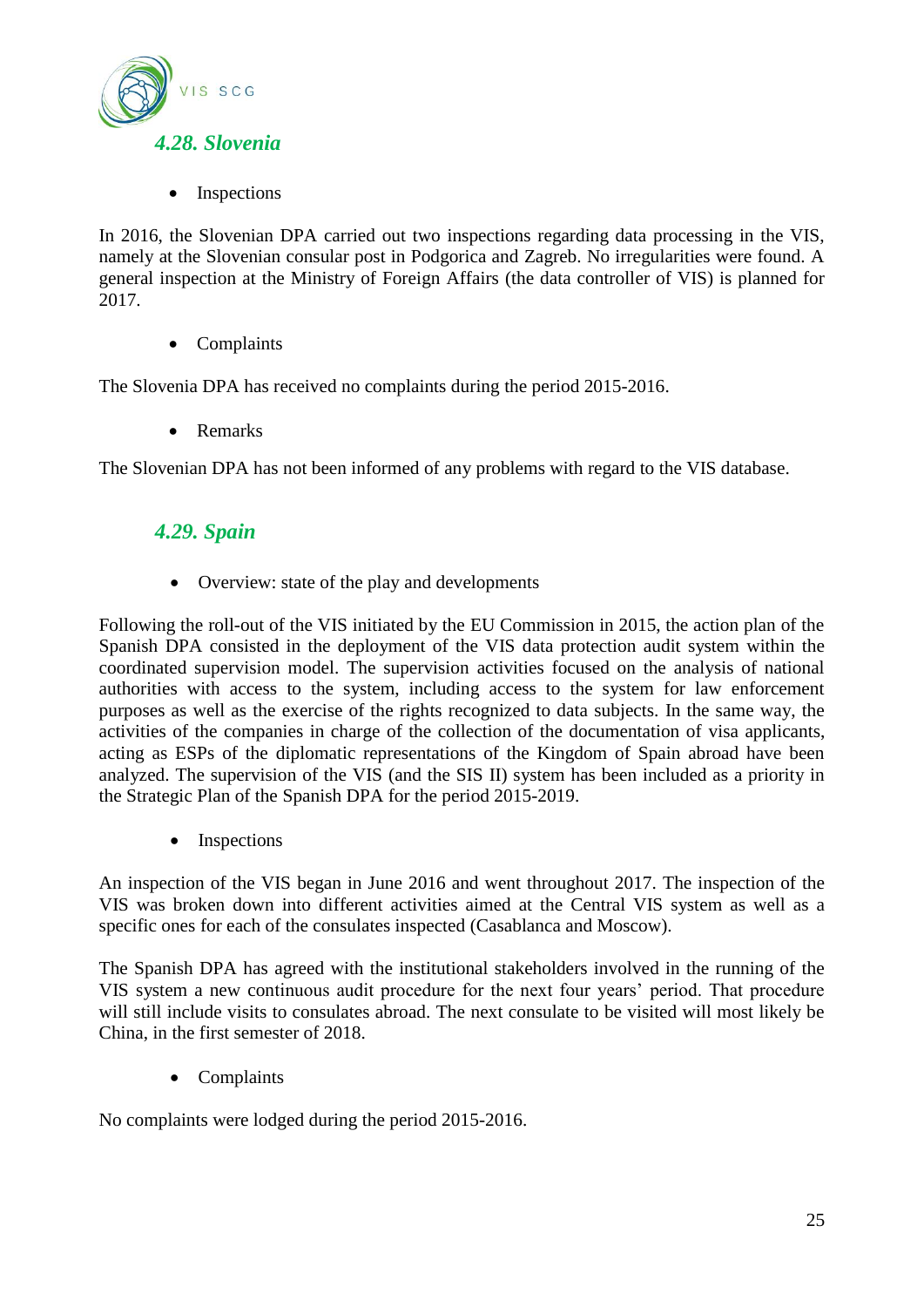## *4.28. Slovenia*

- Inspections

In 2016, the Slovenian DPA carried out two inspections regarding data processing in the VIS, namely at the Slovenian consular post in Podgorica and Zagreb. No irregularities were found. A general inspection at the Ministry of Foreign Affairs (the data controller of VIS) is planned for 2017.

- Complaints

The Slovenia DPA has received no complaints during the period 2015-2016.

- Remarks

The Slovenian DPA has not been informed of any problems with regard to the VIS database.

## *4.29. Spain*

- Overview: state of the play and developments

Following the roll-out of the VIS initiated by the EU Commission in 2015, the action plan of the Spanish DPA consisted in the deployment of the VIS data protection audit system within the coordinated supervision model. The supervision activities focused on the analysis of national authorities with access to the system, including access to the system for law enforcement purposes as well as the exercise of the rights recognized to data subjects. In the same way, the activities of the companies in charge of the collection of the documentation of visa applicants, acting as ESPs of the diplomatic representations of the Kingdom of Spain abroad have been analyzed. The supervision of the VIS (and the SIS II) system has been included as a priority in the Strategic Plan of the Spanish DPA for the period 2015-2019.

- Inspections

An inspection of the VIS began in June 2016 and went throughout 2017. The inspection of the VIS was broken down into different activities aimed at the Central VIS system as well as a specific ones for each of the consulates inspected (Casablanca and Moscow).

The Spanish DPA has agreed with the institutional stakeholders involved in the running of the VIS system a new continuous audit procedure for the next four years' period. That procedure will still include visits to consulates abroad. The next consulate to be visited will most likely be China, in the first semester of 2018.

- Complaints

No complaints were lodged during the period 2015-2016.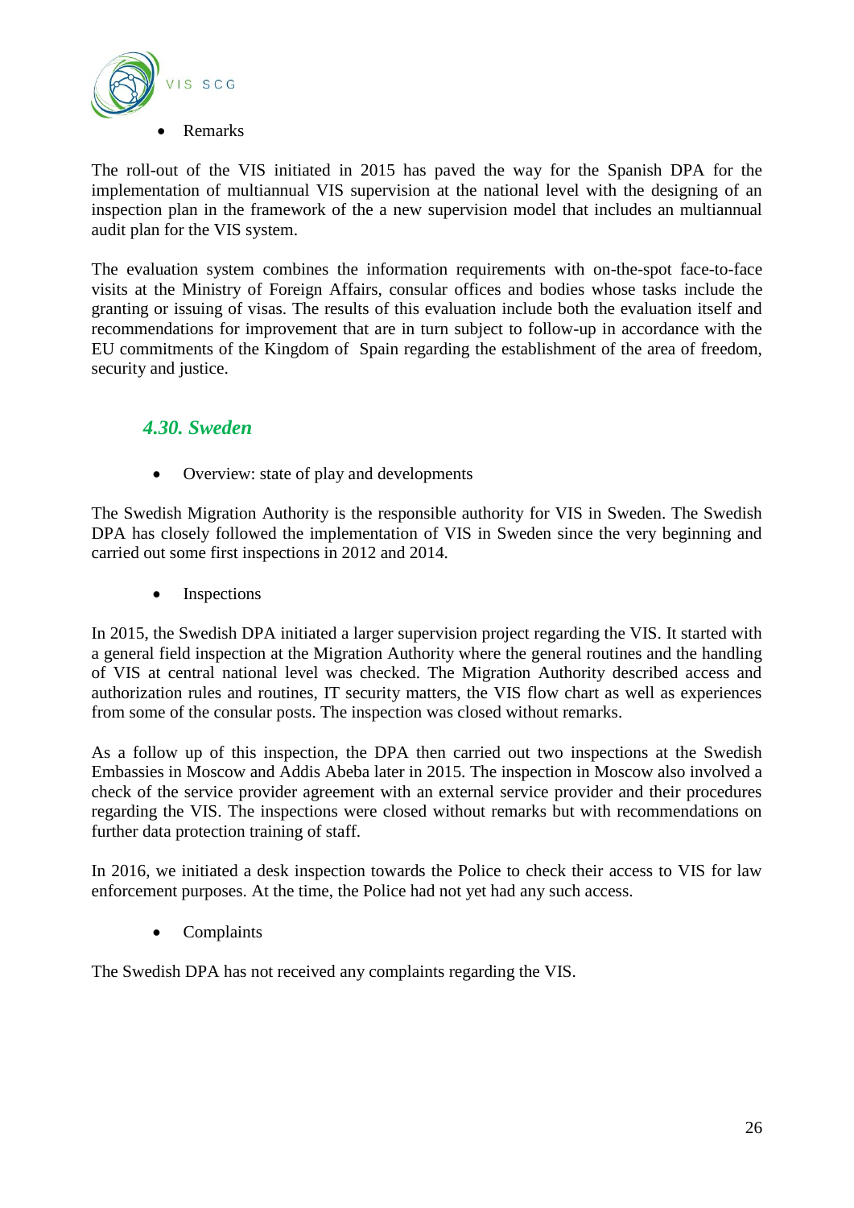- Remarks

The roll-out of the VIS initiated in 2015 has paved the way for the Spanish DPA for the implementation of multiannual VIS supervision at the national level with the designing of an inspection plan in the framework of the a new supervision model that includes an multiannual audit plan for the VIS system.

The evaluation system combines the information requirements with on-the-spot face-to-face visits at the Ministry of Foreign Affairs, consular offices and bodies whose tasks include the granting or issuing of visas. The results of this evaluation include both the evaluation itself and recommendations for improvement that are in turn subject to follow-up in accordance with the EU commitments of the Kingdom of Spain regarding the establishment of the area of freedom, security and justice.

### *4.30. Sweden*

- Overview: state of play and developments

The Swedish Migration Authority is the responsible authority for VIS in Sweden. The Swedish DPA has closely followed the implementation of VIS in Sweden since the very beginning and carried out some first inspections in 2012 and 2014.

- Inspections

In 2015, the Swedish DPA initiated a larger supervision project regarding the VIS. It started with a general field inspection at the Migration Authority where the general routines and the handling of VIS at central national level was checked. The Migration Authority described access and authorization rules and routines, IT security matters, the VIS flow chart as well as experiences from some of the consular posts. The inspection was closed without remarks.

As a follow up of this inspection, the DPA then carried out two inspections at the Swedish Embassies in Moscow and Addis Abeba later in 2015. The inspection in Moscow also involved a check of the service provider agreement with an external service provider and their procedures regarding the VIS. The inspections were closed without remarks but with recommendations on further data protection training of staff.

In 2016, we initiated a desk inspection towards the Police to check their access to VIS for law enforcement purposes. At the time, the Police had not yet had any such access.

- Complaints

The Swedish DPA has not received any complaints regarding the VIS.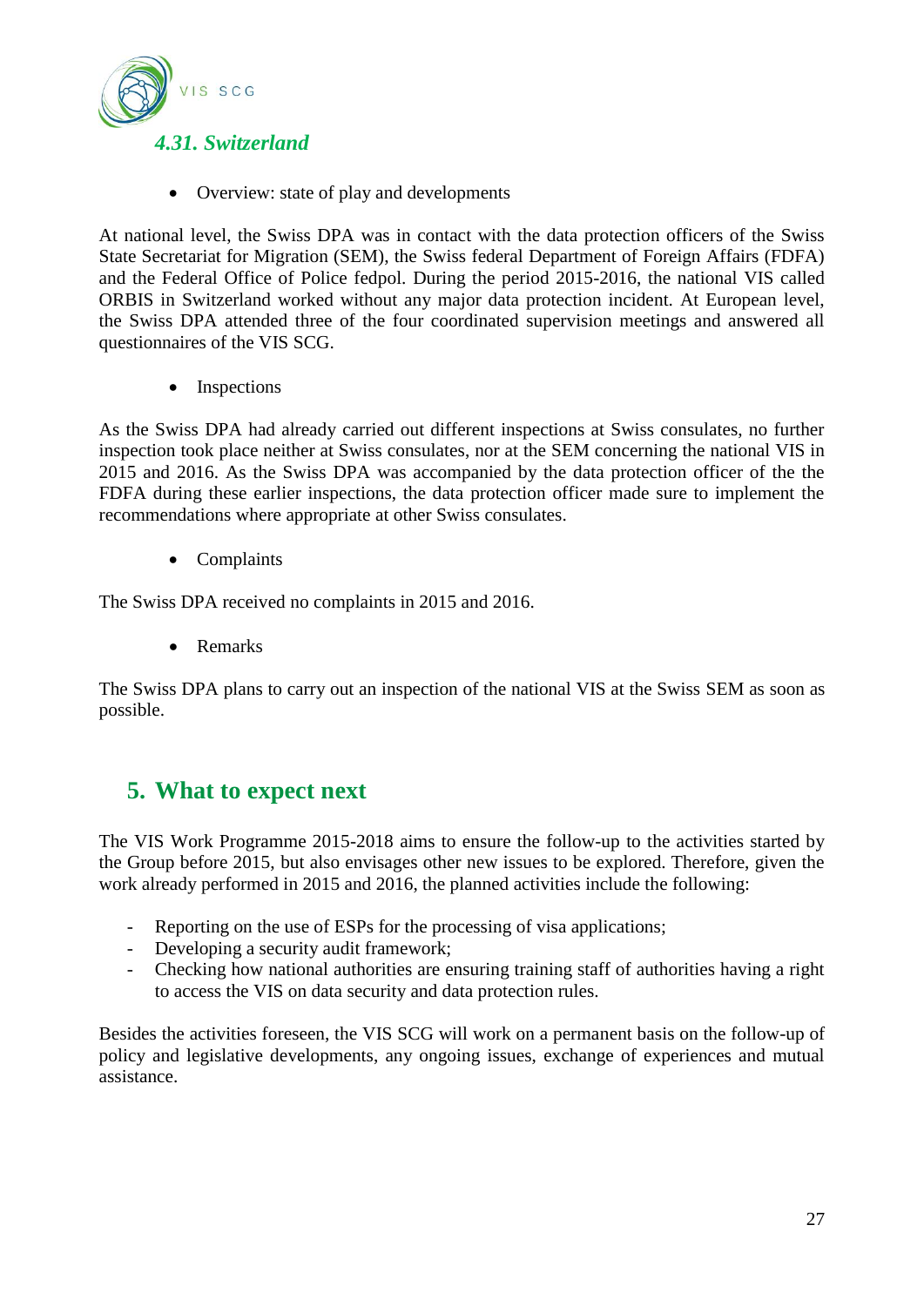### 4.31. Switzerland

- Overview: state of play and developments

At national level, the Swiss DPA was in contact with the data protection officers of the Swiss State Secretariat for Migration (SEM), the Swiss federal Department of Foreign Affairs (FDFA) and the Federal Office of Police fedpol. During the period 2015-2016, the national VIS called ORBIS in Switzerland worked without any major data protection incident. At European level, the Swiss DPA attended three of the four coordinated supervision meetings and answered all questionnaires of the VIS SCG.

- Inspections

As the Swiss DPA had already carried out different inspections at Swiss consulates, no further inspection took place neither at Swiss consulates, nor at the SEM concerning the national VIS in 2015 and 2016. As the Swiss DPA was accompanied by the data protection officer of the the FDFA during these earlier inspections, the data protection officer made sure to implement the recommendations where appropriate at other Swiss consulates.

- Complaints

The Swiss DPA received no complaints in 2015 and 2016.

- Remarks

The Swiss DPA plans to carry out an inspection of the national VIS at the Swiss SEM as soon as possible.

## 5. What to expect next

The VIS Work Programme 2015-2018 aims to ensure the follow-up to the activities started by the Group before 2015, but also envisages other new issues to be explored. Therefore, given the work already performed in 2015 and 2016, the planned activities include the following:

- Reporting on the use of ESPs for the processing of visa applications;
- Developing a security audit framework;
- Checking how national authorities are ensuring training staff of authorities having a right to access the VIS on data security and data protection rules.

Besides the activities foreseen, the VIS SCG will work on a permanent basis on the follow-up of policy and legislative developments, any ongoing issues, exchange of experiences and mutual assistance.